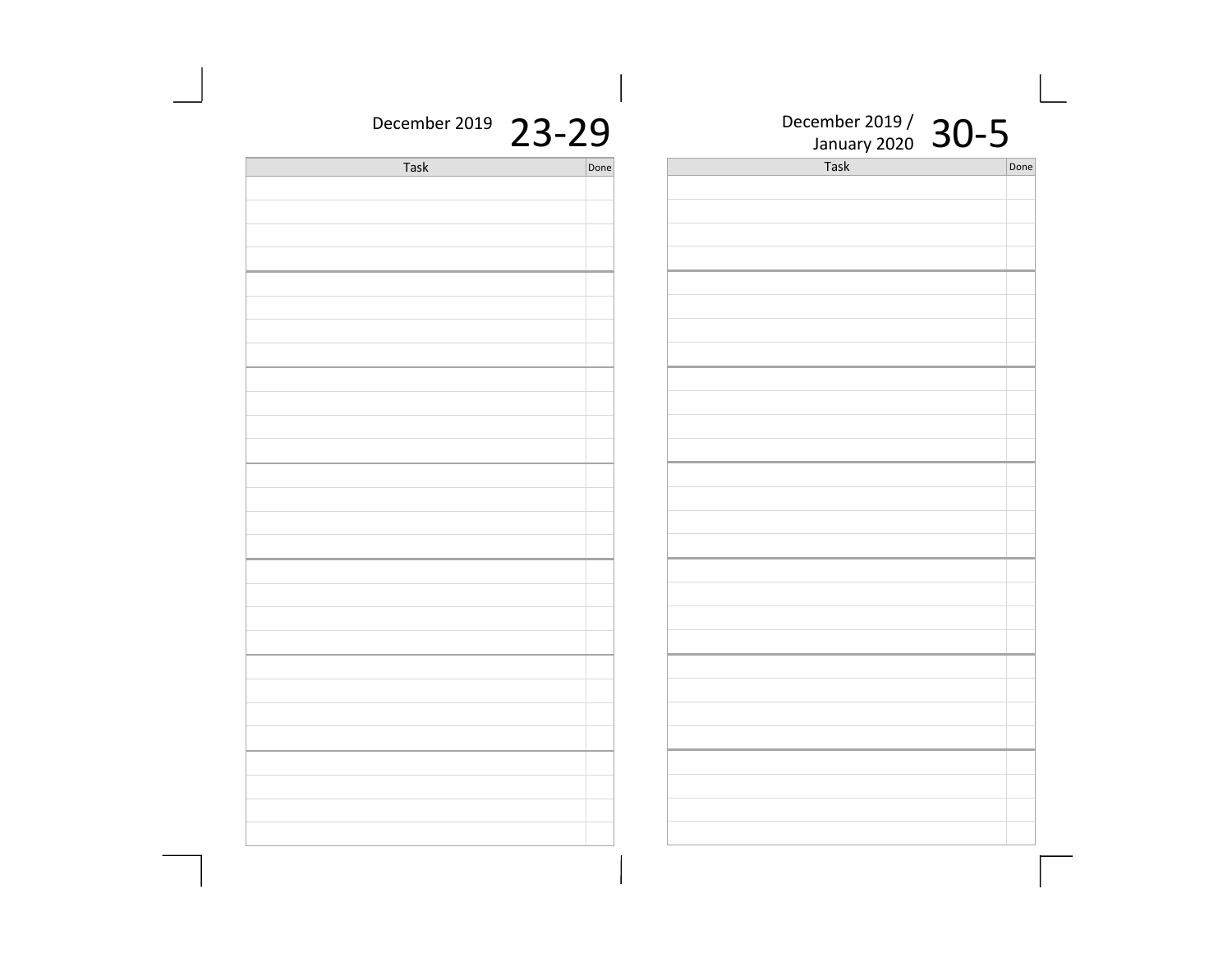December 2019 **23-29**

| Task | Done |
| --- | --- |
| | |
| | |
| | |
| | |
| | |
| | |
| | |
| | |
| | |
| | |
| | |
| | |
| | |
| | |
| | |
| | |
| | |
| | |
| | |
| | |
| | |
| | |
| | |
| | |
| | |
| | |
| | |
| | |

December 2019 / January 2020 **30-5**

| Task | Done |
| --- | --- |
| | |
| | |
| | |
| | |
| | |
| | |
| | |
| | |
| | |
| | |
| | |
| | |
| | |
| | |
| | |
| | |
| | |
| | |
| | |
| | |
| | |
| | |
| | |
| | |
| | |
| | |
| | |
| | |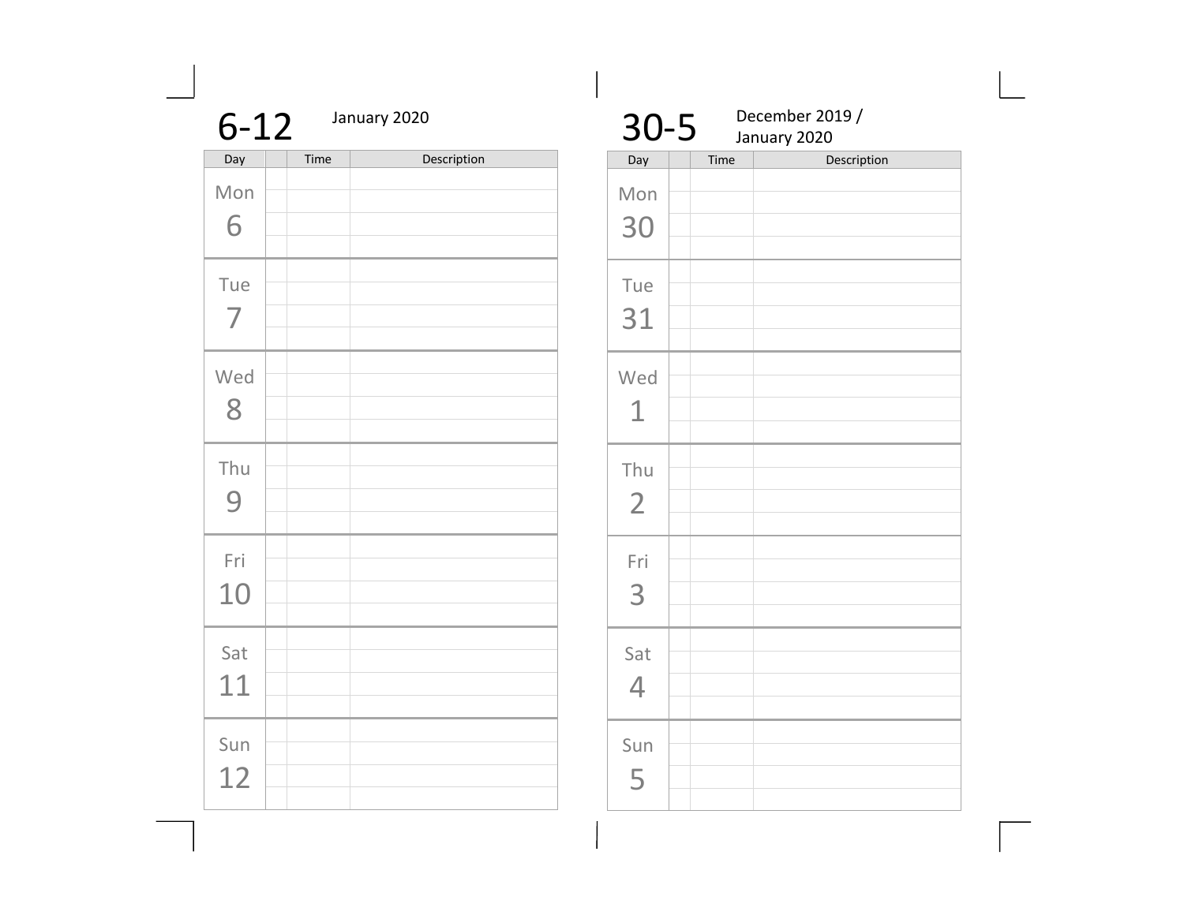## 6-12

January 2020

| Day | | Time | Description |
|---|---|---|---|
| Mon 6 | | | |
| Tue 7 | | | |
| Wed 8 | | | |
| Thu 9 | | | |
| Fri 10 | | | |
| Sat 11 | | | |
| Sun 12 | | | |

## 30-5

December 2019 / January 2020

| Day | | Time | Description |
|---|---|---|---|
| Mon 30 | | | |
| Tue 31 | | | |
| Wed 1 | | | |
| Thu 2 | | | |
| Fri 3 | | | |
| Sat 4 | | | |
| Sun 5 | | | |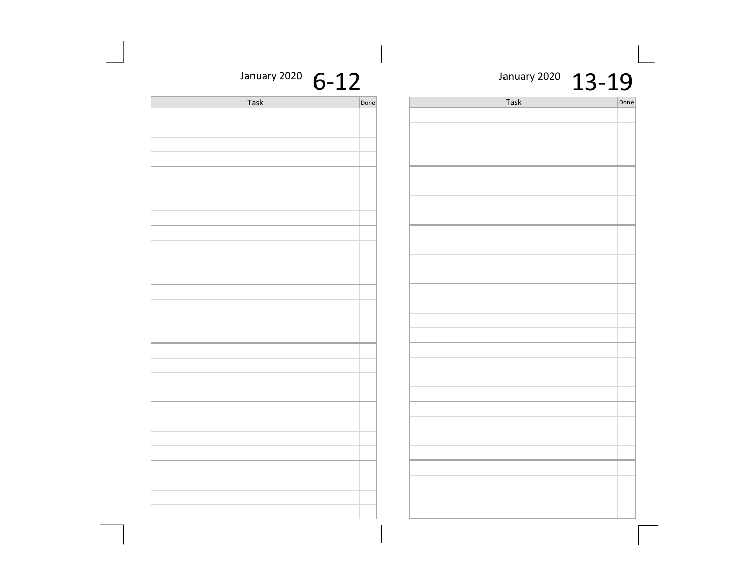January 2020 **6-12**

| Task | Done |
|---|---|
| | |
| | |
| | |
| | |
| | |
| | |
| | |
| | |
| | |
| | |
| | |
| | |
| | |
| | |
| | |
| | |
| | |
| | |
| | |
| | |
| | |
| | |
| | |
| | |
| | |
| | |
| | |
| | |

January 2020 **13-19**

| Task | Done |
|---|---|
| | |
| | |
| | |
| | |
| | |
| | |
| | |
| | |
| | |
| | |
| | |
| | |
| | |
| | |
| | |
| | |
| | |
| | |
| | |
| | |
| | |
| | |
| | |
| | |
| | |
| | |
| | |
| | |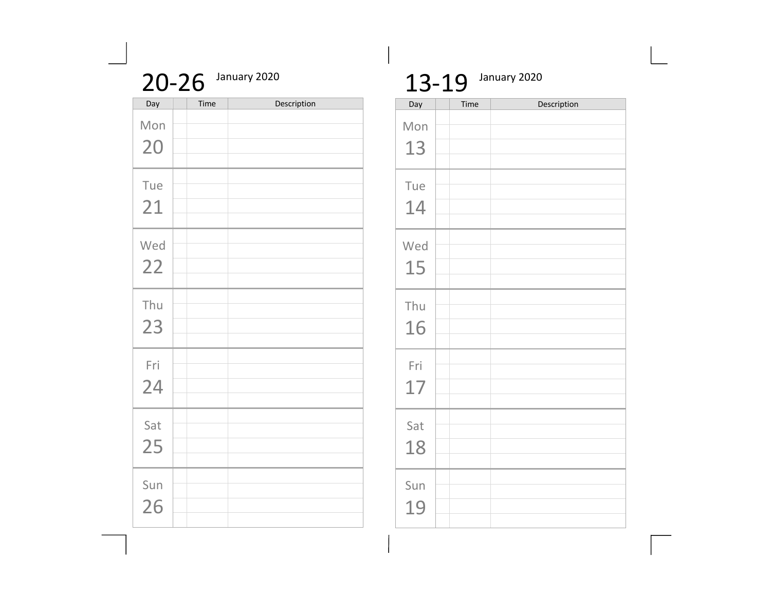## 20-26 January 2020

| Day | | Time | Description |
|---|---|---|---|
| Mon 20 | | | |
| Tue 21 | | | |
| Wed 22 | | | |
| Thu 23 | | | |
| Fri 24 | | | |
| Sat 25 | | | |
| Sun 26 | | | |

## 13-19 January 2020

| Day | | Time | Description |
|---|---|---|---|
| Mon 13 | | | |
| Tue 14 | | | |
| Wed 15 | | | |
| Thu 16 | | | |
| Fri 17 | | | |
| Sat 18 | | | |
| Sun 19 | | | |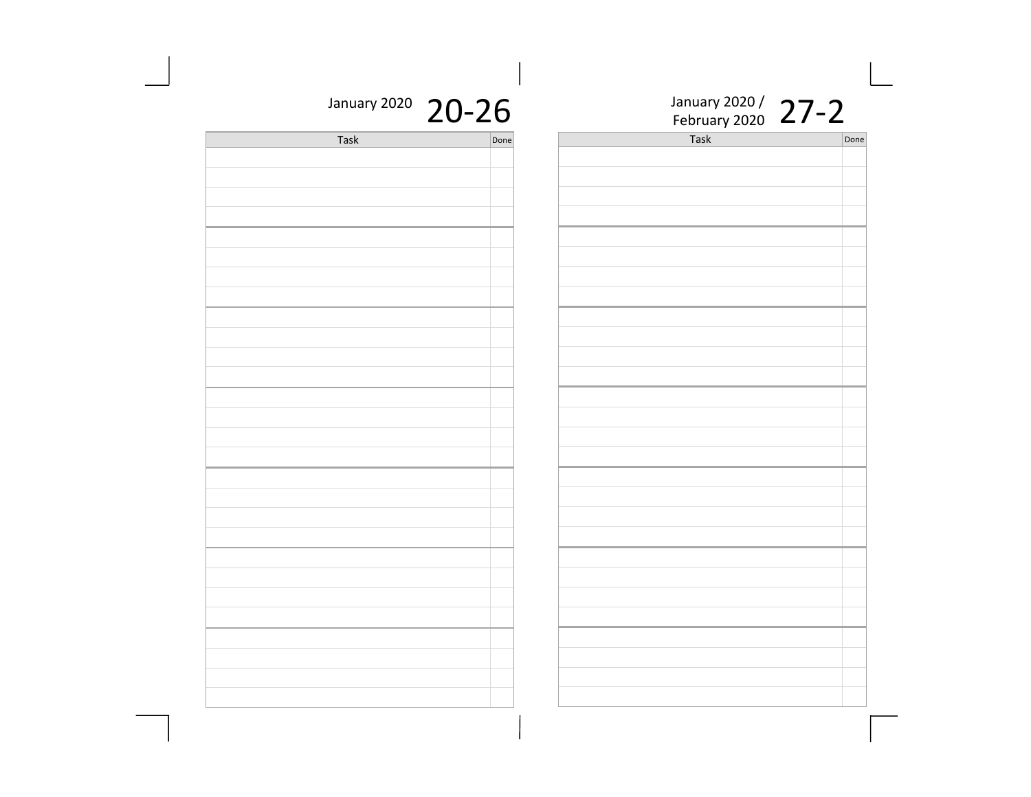January 2020 **20-26**

| Task | Done |
|---|---|
| | |
| | |
| | |
| | |
| | |
| | |
| | |
| | |
| | |
| | |
| | |
| | |
| | |
| | |
| | |
| | |
| | |
| | |
| | |
| | |
| | |
| | |
| | |
| | |
| | |
| | |
| | |
| | |

January 2020 / February 2020 **27-2**

| Task | Done |
|---|---|
| | |
| | |
| | |
| | |
| | |
| | |
| | |
| | |
| | |
| | |
| | |
| | |
| | |
| | |
| | |
| | |
| | |
| | |
| | |
| | |
| | |
| | |
| | |
| | |
| | |
| | |
| | |
| | |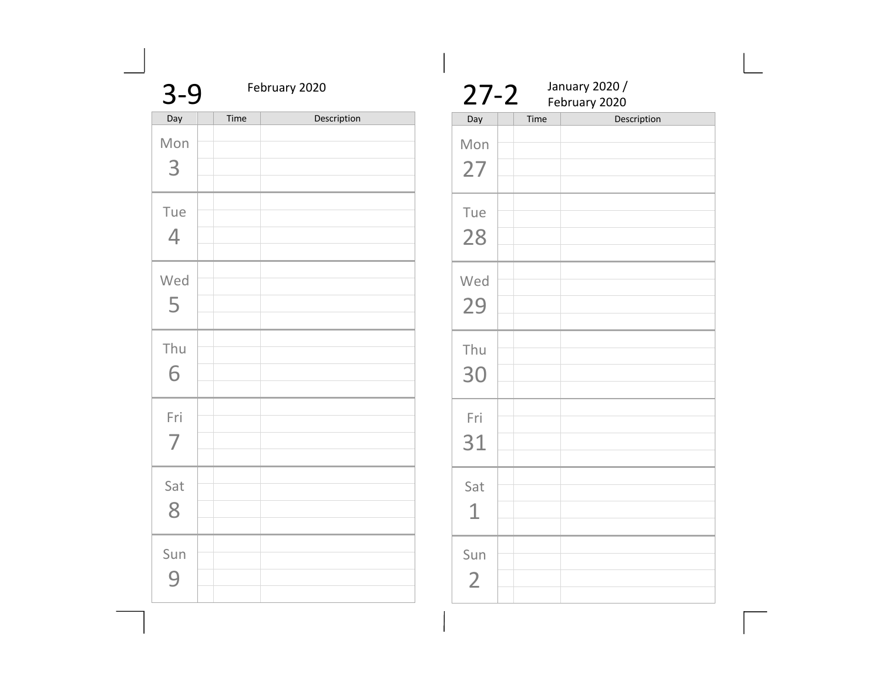# 3-9

February 2020

| Day | | Time | Description |
|---|---|---|---|
| Mon 3 | | | |
| Tue 4 | | | |
| Wed 5 | | | |
| Thu 6 | | | |
| Fri 7 | | | |
| Sat 8 | | | |
| Sun 9 | | | |

# 27-2

January 2020 / February 2020

| Day | | Time | Description |
|---|---|---|---|
| Mon 27 | | | |
| Tue 28 | | | |
| Wed 29 | | | |
| Thu 30 | | | |
| Fri 31 | | | |
| Sat 1 | | | |
| Sun 2 | | | |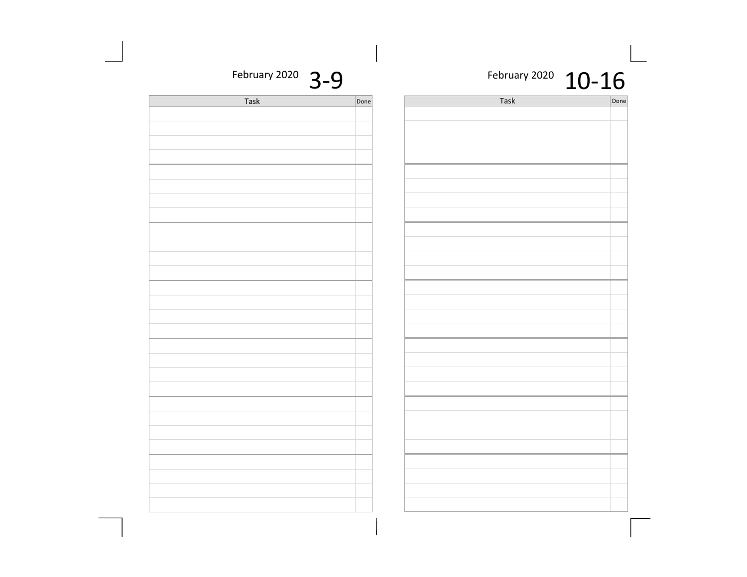February 2020 **3-9**

| Task | Done |
|---|---|
| | |
| | |
| | |
| | |
| | |
| | |
| | |
| | |
| | |
| | |
| | |
| | |
| | |
| | |
| | |
| | |
| | |
| | |
| | |
| | |
| | |
| | |
| | |
| | |
| | |
| | |
| | |
| | |

February 2020 **10-16**

| Task | Done |
|---|---|
| | |
| | |
| | |
| | |
| | |
| | |
| | |
| | |
| | |
| | |
| | |
| | |
| | |
| | |
| | |
| | |
| | |
| | |
| | |
| | |
| | |
| | |
| | |
| | |
| | |
| | |
| | |
| | |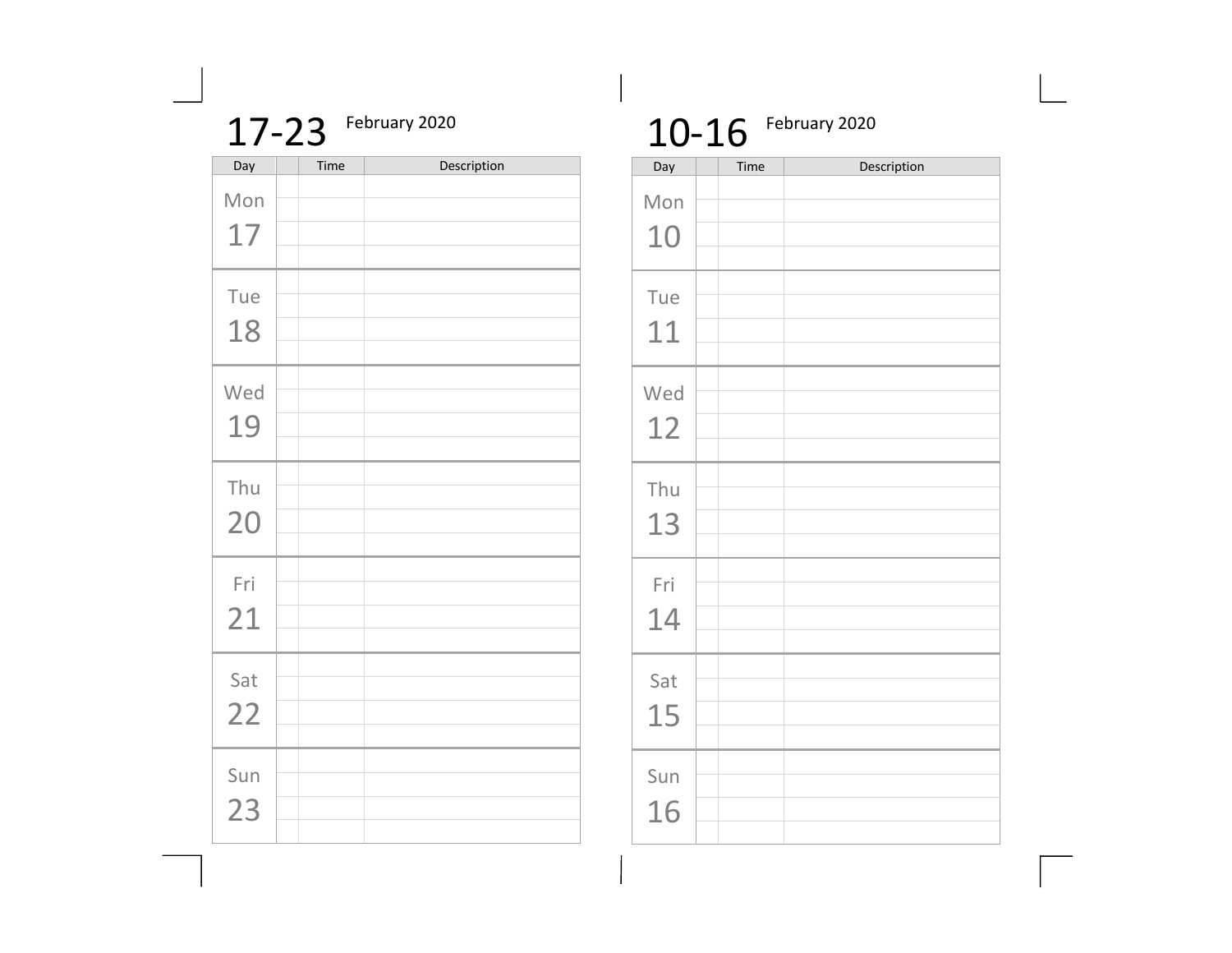# 17-23 February 2020

| Day | | Time | Description |
|---|---|---|---|
| Mon 17 | | | |
| Tue 18 | | | |
| Wed 19 | | | |
| Thu 20 | | | |
| Fri 21 | | | |
| Sat 22 | | | |
| Sun 23 | | | |

# 10-16 February 2020

| Day | | Time | Description |
|---|---|---|---|
| Mon 10 | | | |
| Tue 11 | | | |
| Wed 12 | | | |
| Thu 13 | | | |
| Fri 14 | | | |
| Sat 15 | | | |
| Sun 16 | | | |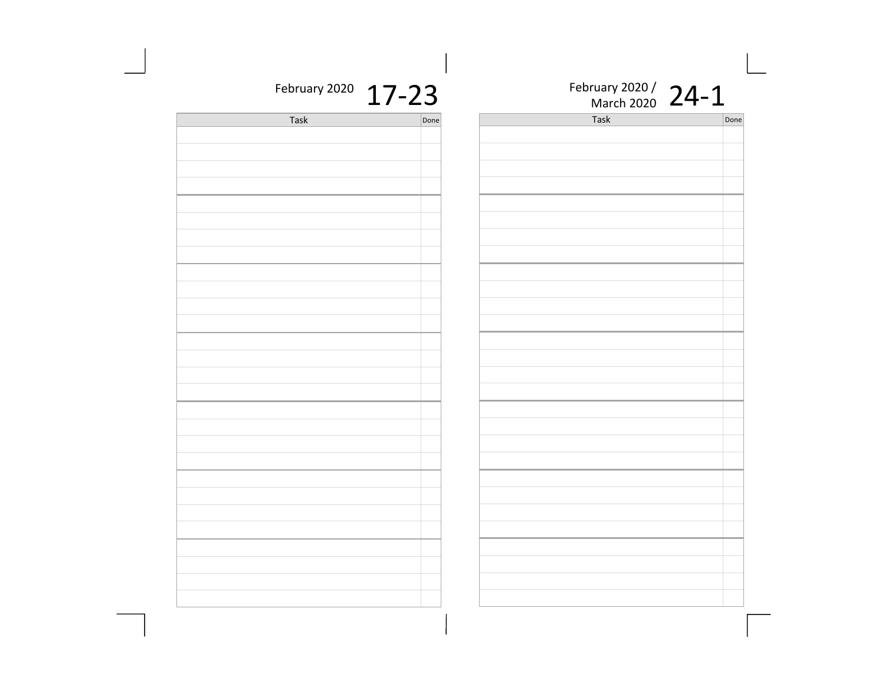February 2020 **17-23**

| Task | Done |
| --- | --- |
| | |
| | |
| | |
| | |
| | |
| | |
| | |
| | |
| | |
| | |
| | |
| | |
| | |
| | |
| | |
| | |
| | |
| | |
| | |
| | |
| | |
| | |
| | |
| | |
| | |
| | |
| | |
| | |

February 2020 / March 2020 **24-1**

| Task | Done |
| --- | --- |
| | |
| | |
| | |
| | |
| | |
| | |
| | |
| | |
| | |
| | |
| | |
| | |
| | |
| | |
| | |
| | |
| | |
| | |
| | |
| | |
| | |
| | |
| | |
| | |
| | |
| | |
| | |
| | |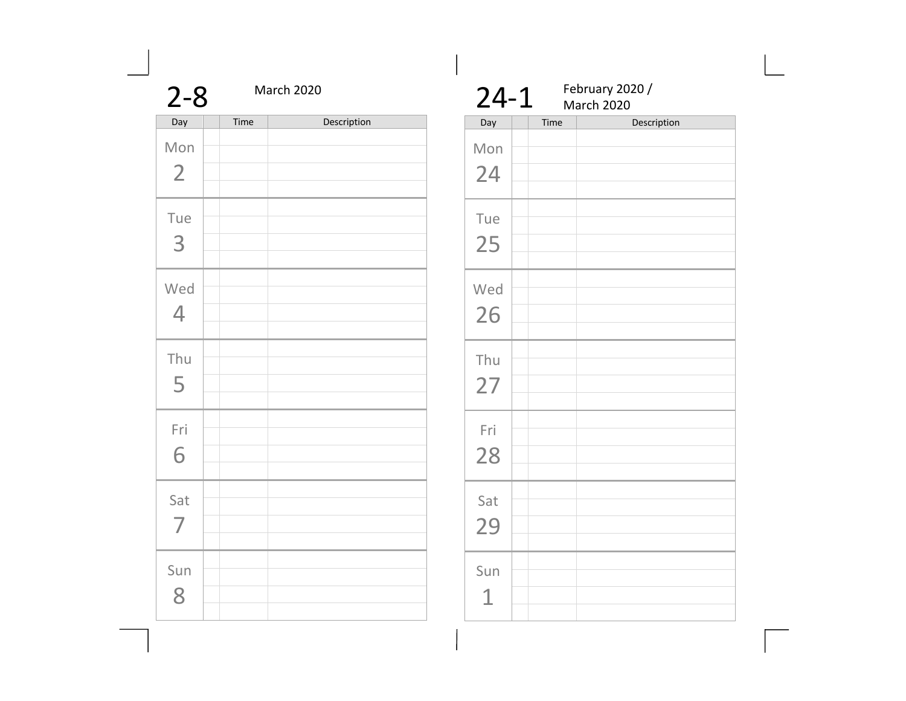# 2-8

March 2020

| Day | | Time | Description |
| --- | --- | --- | --- |
| Mon 2 | | | |
| Tue 3 | | | |
| Wed 4 | | | |
| Thu 5 | | | |
| Fri 6 | | | |
| Sat 7 | | | |
| Sun 8 | | | |

# 24-1

February 2020 / March 2020

| Day | | Time | Description |
| --- | --- | --- | --- |
| Mon 24 | | | |
| Tue 25 | | | |
| Wed 26 | | | |
| Thu 27 | | | |
| Fri 28 | | | |
| Sat 29 | | | |
| Sun 1 | | | |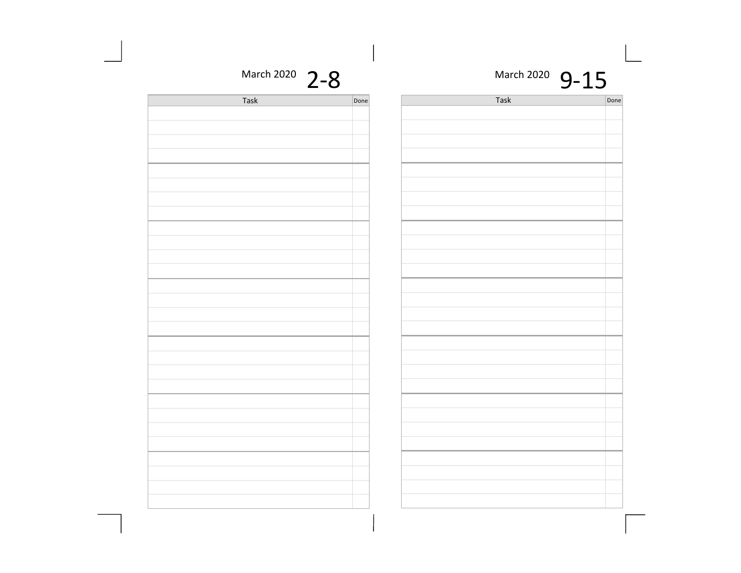## March 2020 2-8

| Task | Done |
| --- | --- |
| | |
| | |
| | |
| | |
| | |
| | |
| | |
| | |
| | |
| | |
| | |
| | |
| | |
| | |
| | |
| | |
| | |
| | |
| | |
| | |
| | |
| | |
| | |
| | |
| | |
| | |
| | |
| | |

## March 2020 9-15

| Task | Done |
| --- | --- |
| | |
| | |
| | |
| | |
| | |
| | |
| | |
| | |
| | |
| | |
| | |
| | |
| | |
| | |
| | |
| | |
| | |
| | |
| | |
| | |
| | |
| | |
| | |
| | |
| | |
| | |
| | |
| | |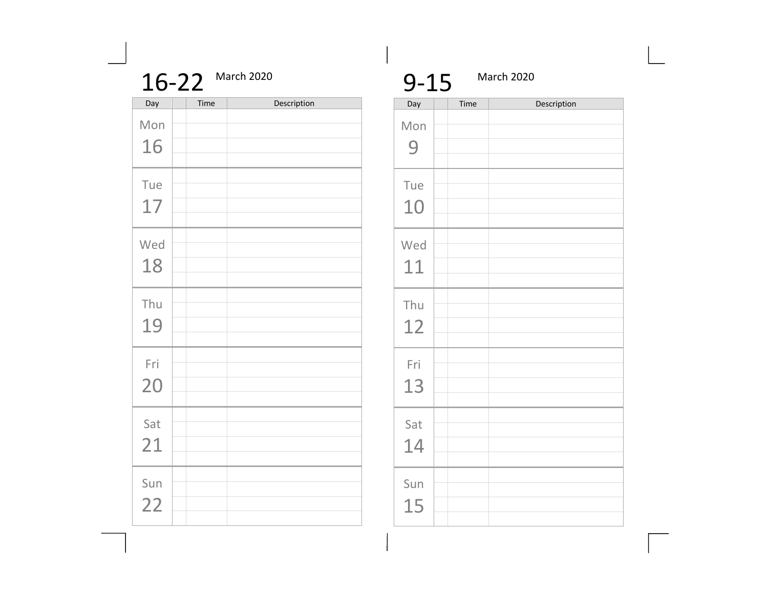## 16-22 March 2020

| Day | | Time | Description |
|---|---|---|---|
| Mon 16 | | | |
| Tue 17 | | | |
| Wed 18 | | | |
| Thu 19 | | | |
| Fri 20 | | | |
| Sat 21 | | | |
| Sun 22 | | | |

## 9-15 March 2020

| Day | | Time | Description |
|---|---|---|---|
| Mon 9 | | | |
| Tue 10 | | | |
| Wed 11 | | | |
| Thu 12 | | | |
| Fri 13 | | | |
| Sat 14 | | | |
| Sun 15 | | | |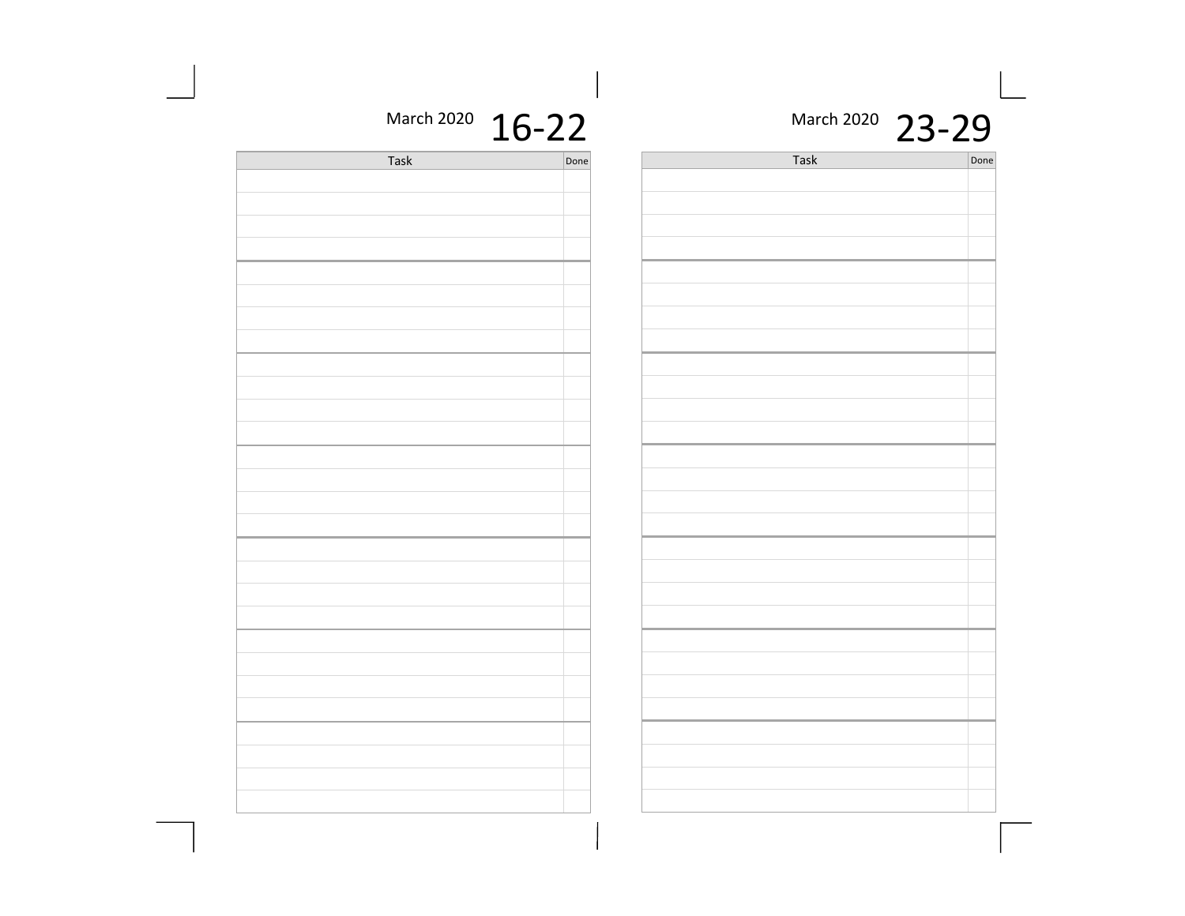March 2020 **16-22**

| Task | Done |
| --- | --- |
| | |
| | |
| | |
| | |
| | |
| | |
| | |
| | |
| | |
| | |
| | |
| | |
| | |
| | |
| | |
| | |
| | |
| | |
| | |
| | |
| | |
| | |
| | |
| | |
| | |
| | |
| | |
| | |

March 2020 **23-29**

| Task | Done |
| --- | --- |
| | |
| | |
| | |
| | |
| | |
| | |
| | |
| | |
| | |
| | |
| | |
| | |
| | |
| | |
| | |
| | |
| | |
| | |
| | |
| | |
| | |
| | |
| | |
| | |
| | |
| | |
| | |
| | |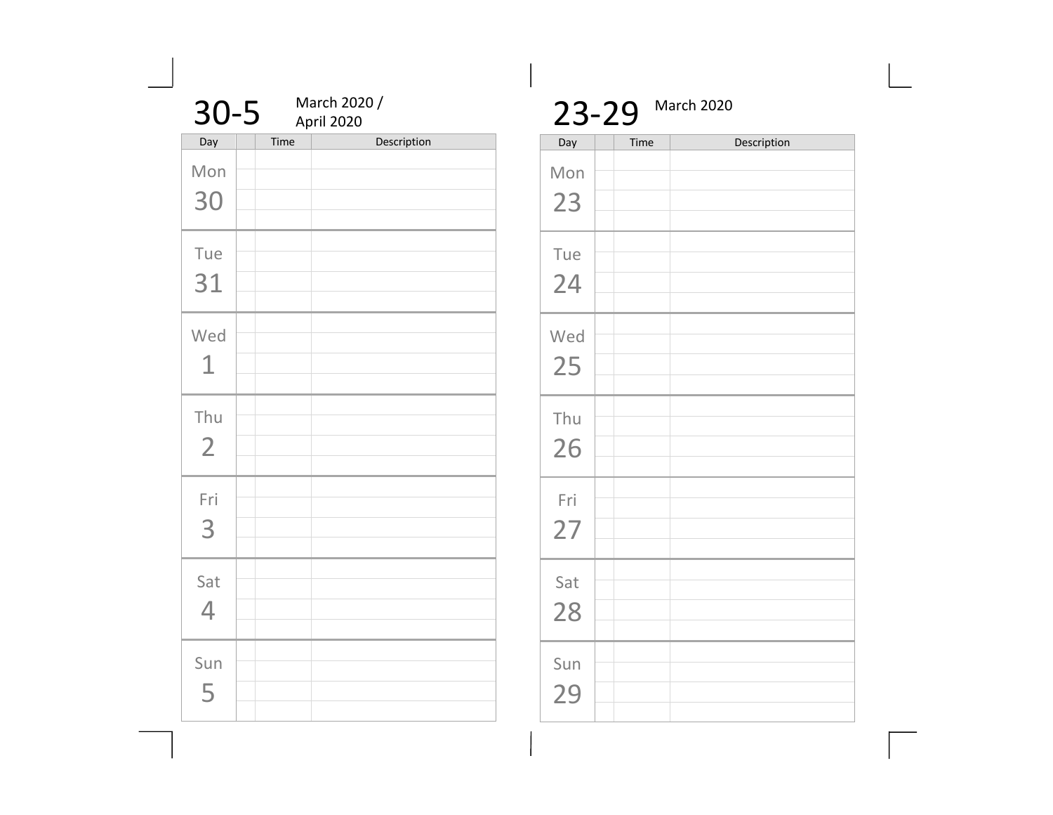## 30-5 March 2020 / April 2020

| Day | | Time | Description |
|---|---|---|---|
| Mon 30 | | | |
| Tue 31 | | | |
| Wed 1 | | | |
| Thu 2 | | | |
| Fri 3 | | | |
| Sat 4 | | | |
| Sun 5 | | | |

## 23-29 March 2020

| Day | | Time | Description |
|---|---|---|---|
| Mon 23 | | | |
| Tue 24 | | | |
| Wed 25 | | | |
| Thu 26 | | | |
| Fri 27 | | | |
| Sat 28 | | | |
| Sun 29 | | | |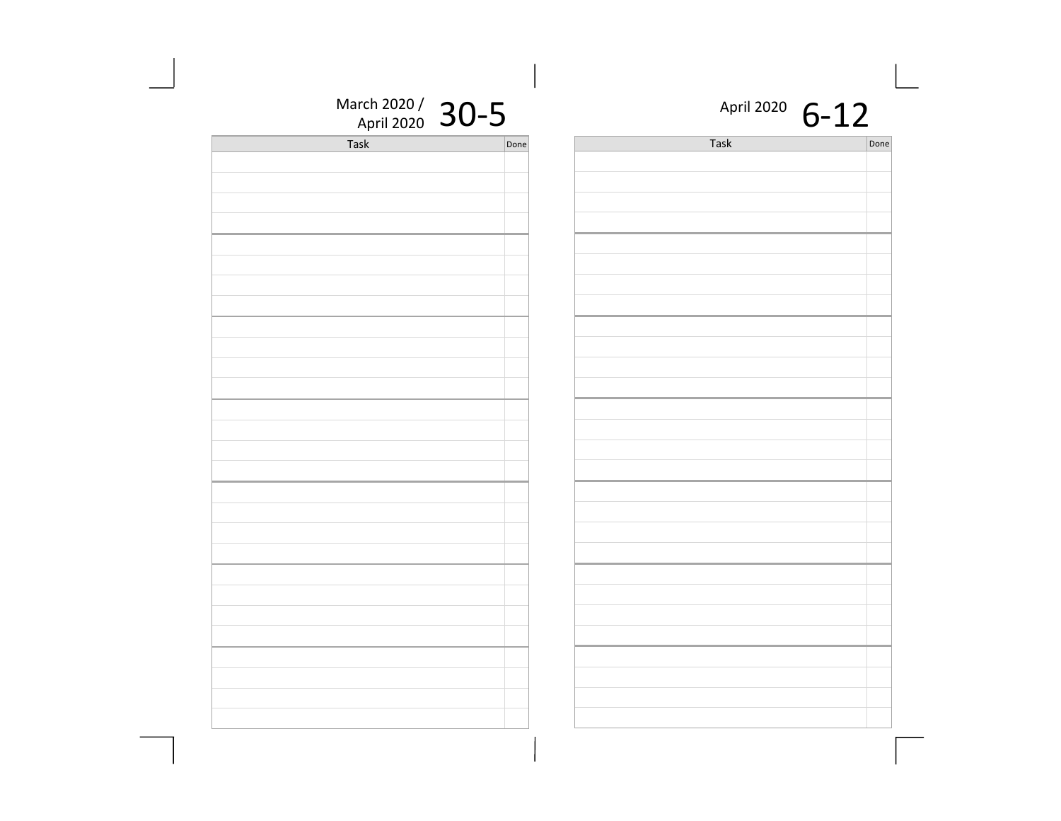## March 2020 / April 2020 30-5

| Task | Done |
| --- | --- |
| | |
| | |
| | |
| | |
| | |
| | |
| | |
| | |
| | |
| | |
| | |
| | |
| | |
| | |
| | |
| | |
| | |
| | |
| | |
| | |
| | |
| | |
| | |
| | |
| | |
| | |
| | |
| | |

## April 2020 6-12

| Task | Done |
| --- | --- |
| | |
| | |
| | |
| | |
| | |
| | |
| | |
| | |
| | |
| | |
| | |
| | |
| | |
| | |
| | |
| | |
| | |
| | |
| | |
| | |
| | |
| | |
| | |
| | |
| | |
| | |
| | |
| | |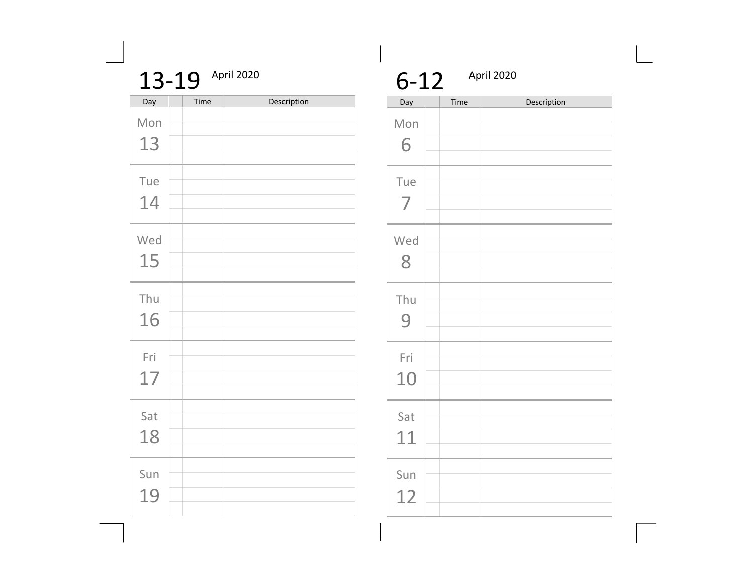## 13-19 April 2020

| Day | | Time | Description |
|---|---|---|---|
| Mon 13 | | | |
| Tue 14 | | | |
| Wed 15 | | | |
| Thu 16 | | | |
| Fri 17 | | | |
| Sat 18 | | | |
| Sun 19 | | | |

## 6-12 April 2020

| Day | | Time | Description |
|---|---|---|---|
| Mon 6 | | | |
| Tue 7 | | | |
| Wed 8 | | | |
| Thu 9 | | | |
| Fri 10 | | | |
| Sat 11 | | | |
| Sun 12 | | | |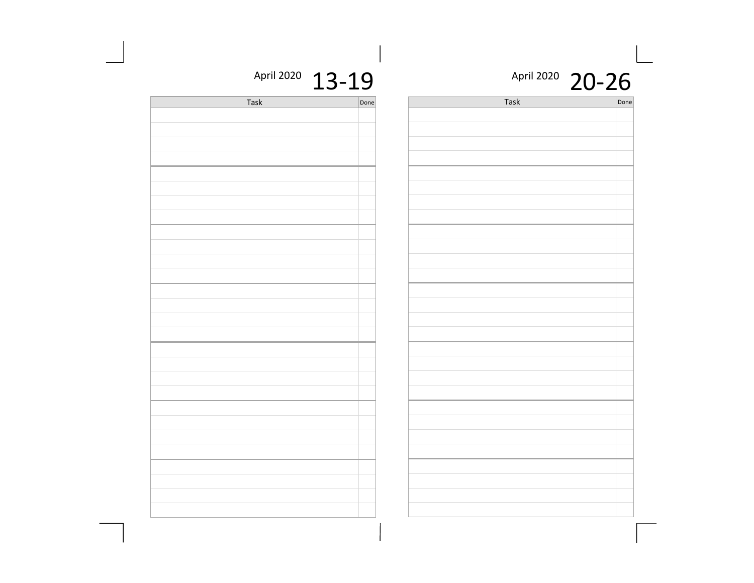April 2020 **13-19**

| Task | Done |
|---|---|
| | |
| | |
| | |
| | |
| | |
| | |
| | |
| | |
| | |
| | |
| | |
| | |
| | |
| | |
| | |
| | |
| | |
| | |
| | |
| | |
| | |
| | |
| | |
| | |
| | |
| | |
| | |
| | |

April 2020 **20-26**

| Task | Done |
|---|---|
| | |
| | |
| | |
| | |
| | |
| | |
| | |
| | |
| | |
| | |
| | |
| | |
| | |
| | |
| | |
| | |
| | |
| | |
| | |
| | |
| | |
| | |
| | |
| | |
| | |
| | |
| | |
| | |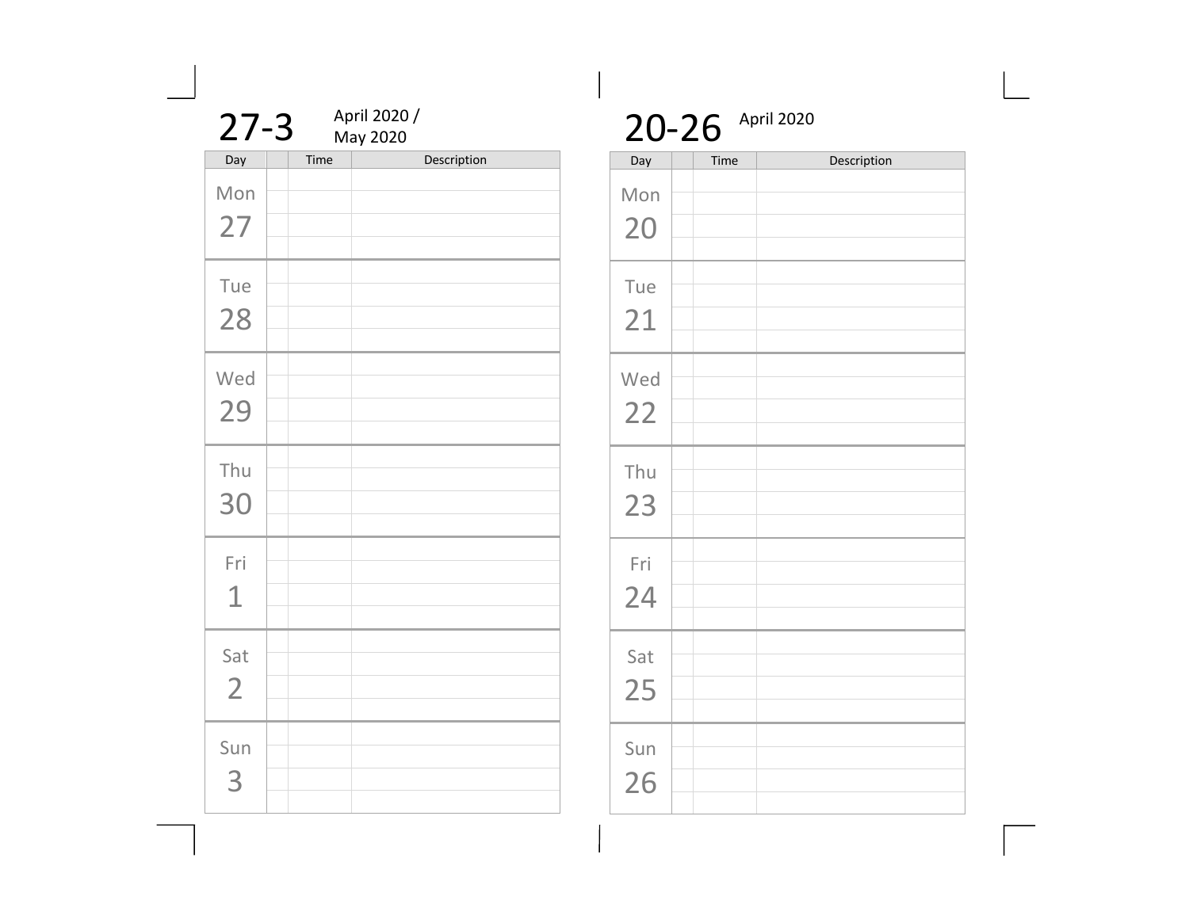## 27-3 April 2020 / May 2020

| Day | | Time | Description |
|---|---|---|---|
| Mon 27 | | | |
| Tue 28 | | | |
| Wed 29 | | | |
| Thu 30 | | | |
| Fri 1 | | | |
| Sat 2 | | | |
| Sun 3 | | | |

## 20-26 April 2020

| Day | | Time | Description |
|---|---|---|---|
| Mon 20 | | | |
| Tue 21 | | | |
| Wed 22 | | | |
| Thu 23 | | | |
| Fri 24 | | | |
| Sat 25 | | | |
| Sun 26 | | | |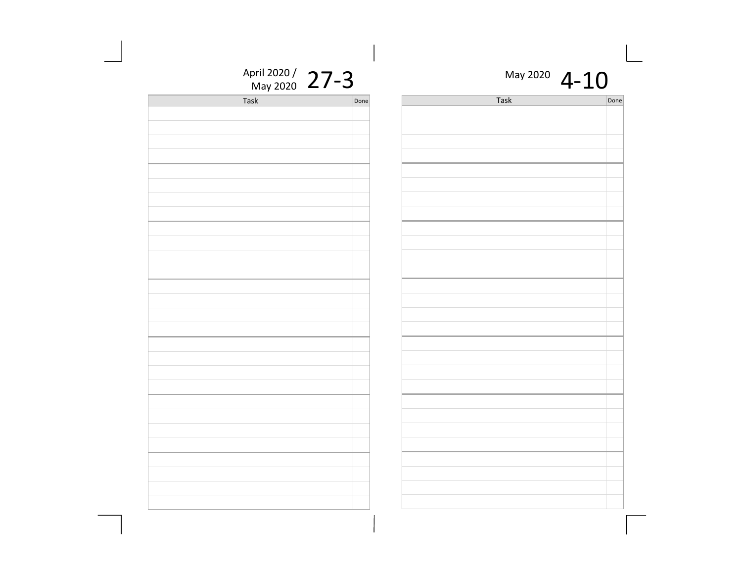April 2020 / May 2020 **27-3**

| Task | Done |
| --- | --- |
| | |
| | |
| | |
| | |
| | |
| | |
| | |
| | |
| | |
| | |
| | |
| | |
| | |
| | |
| | |
| | |
| | |
| | |
| | |
| | |
| | |
| | |
| | |
| | |
| | |
| | |
| | |
| | |

May 2020 **4-10**

| Task | Done |
| --- | --- |
| | |
| | |
| | |
| | |
| | |
| | |
| | |
| | |
| | |
| | |
| | |
| | |
| | |
| | |
| | |
| | |
| | |
| | |
| | |
| | |
| | |
| | |
| | |
| | |
| | |
| | |
| | |
| | |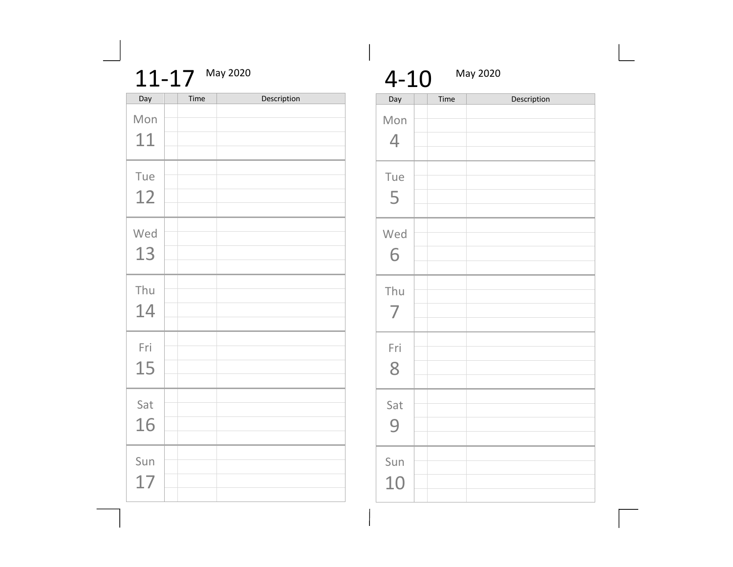# 11-17 May 2020

| Day | | Time | Description |
|---|---|---|---|
| Mon 11 | | | |
| Tue 12 | | | |
| Wed 13 | | | |
| Thu 14 | | | |
| Fri 15 | | | |
| Sat 16 | | | |
| Sun 17 | | | |

# 4-10 May 2020

| Day | | Time | Description |
|---|---|---|---|
| Mon 4 | | | |
| Tue 5 | | | |
| Wed 6 | | | |
| Thu 7 | | | |
| Fri 8 | | | |
| Sat 9 | | | |
| Sun 10 | | | |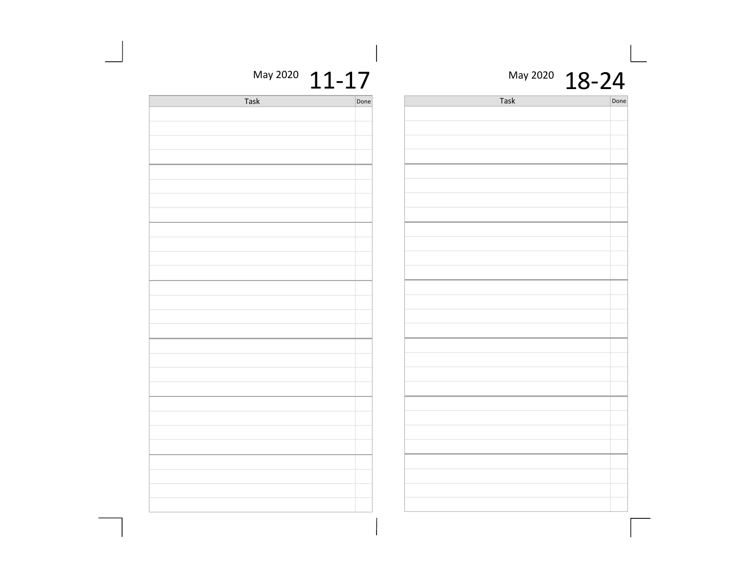May 2020 **11-17**

| Task | Done |
|---|---|
| | |
| | |
| | |
| | |
| | |
| | |
| | |
| | |
| | |
| | |
| | |
| | |
| | |
| | |
| | |
| | |
| | |
| | |
| | |
| | |
| | |
| | |
| | |
| | |
| | |
| | |
| | |
| | |

May 2020 **18-24**

| Task | Done |
|---|---|
| | |
| | |
| | |
| | |
| | |
| | |
| | |
| | |
| | |
| | |
| | |
| | |
| | |
| | |
| | |
| | |
| | |
| | |
| | |
| | |
| | |
| | |
| | |
| | |
| | |
| | |
| | |
| | |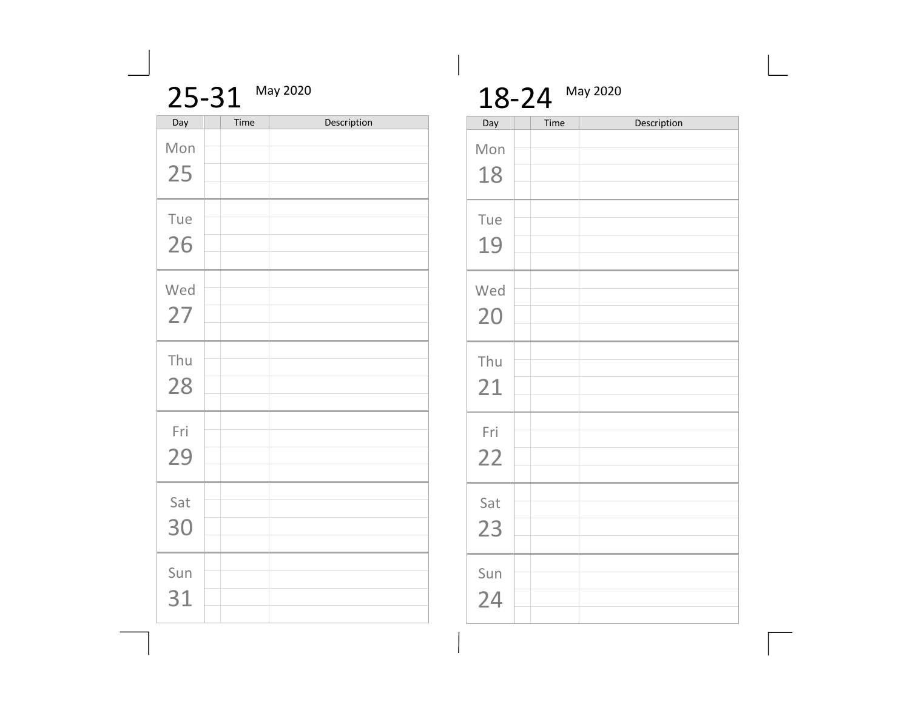# 25-31 May 2020

| Day | | Time | Description |
|---|---|---|---|
| Mon 25 | | | |
| Tue 26 | | | |
| Wed 27 | | | |
| Thu 28 | | | |
| Fri 29 | | | |
| Sat 30 | | | |
| Sun 31 | | | |

# 18-24 May 2020

| Day | | Time | Description |
|---|---|---|---|
| Mon 18 | | | |
| Tue 19 | | | |
| Wed 20 | | | |
| Thu 21 | | | |
| Fri 22 | | | |
| Sat 23 | | | |
| Sun 24 | | | |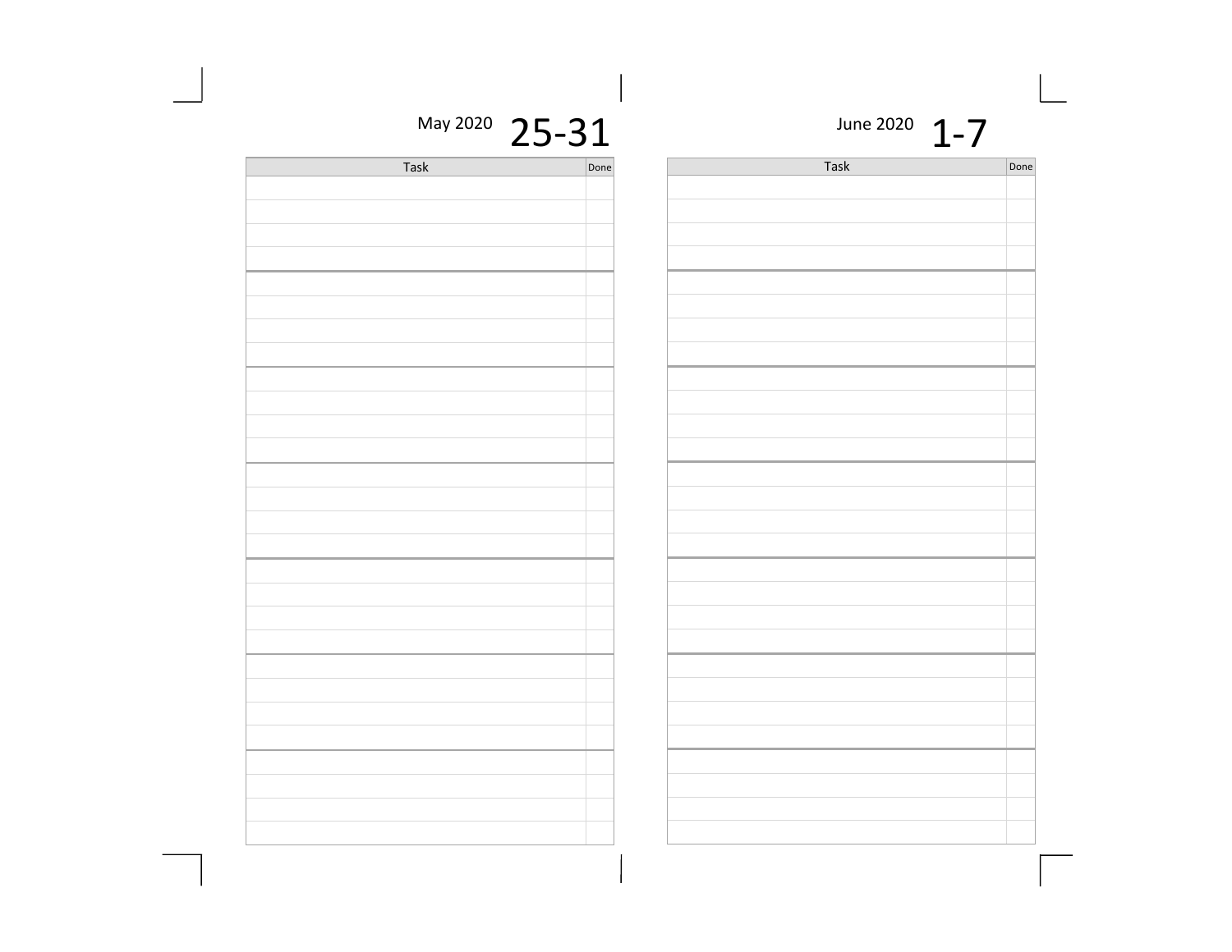May 2020 **25-31**

| Task | Done |
| --- | --- |
| | |
| | |
| | |
| | |
| | |
| | |
| | |
| | |
| | |
| | |
| | |
| | |
| | |
| | |
| | |
| | |
| | |
| | |
| | |
| | |
| | |
| | |
| | |
| | |
| | |
| | |
| | |
| | |

June 2020 **1-7**

| Task | Done |
| --- | --- |
| | |
| | |
| | |
| | |
| | |
| | |
| | |
| | |
| | |
| | |
| | |
| | |
| | |
| | |
| | |
| | |
| | |
| | |
| | |
| | |
| | |
| | |
| | |
| | |
| | |
| | |
| | |
| | |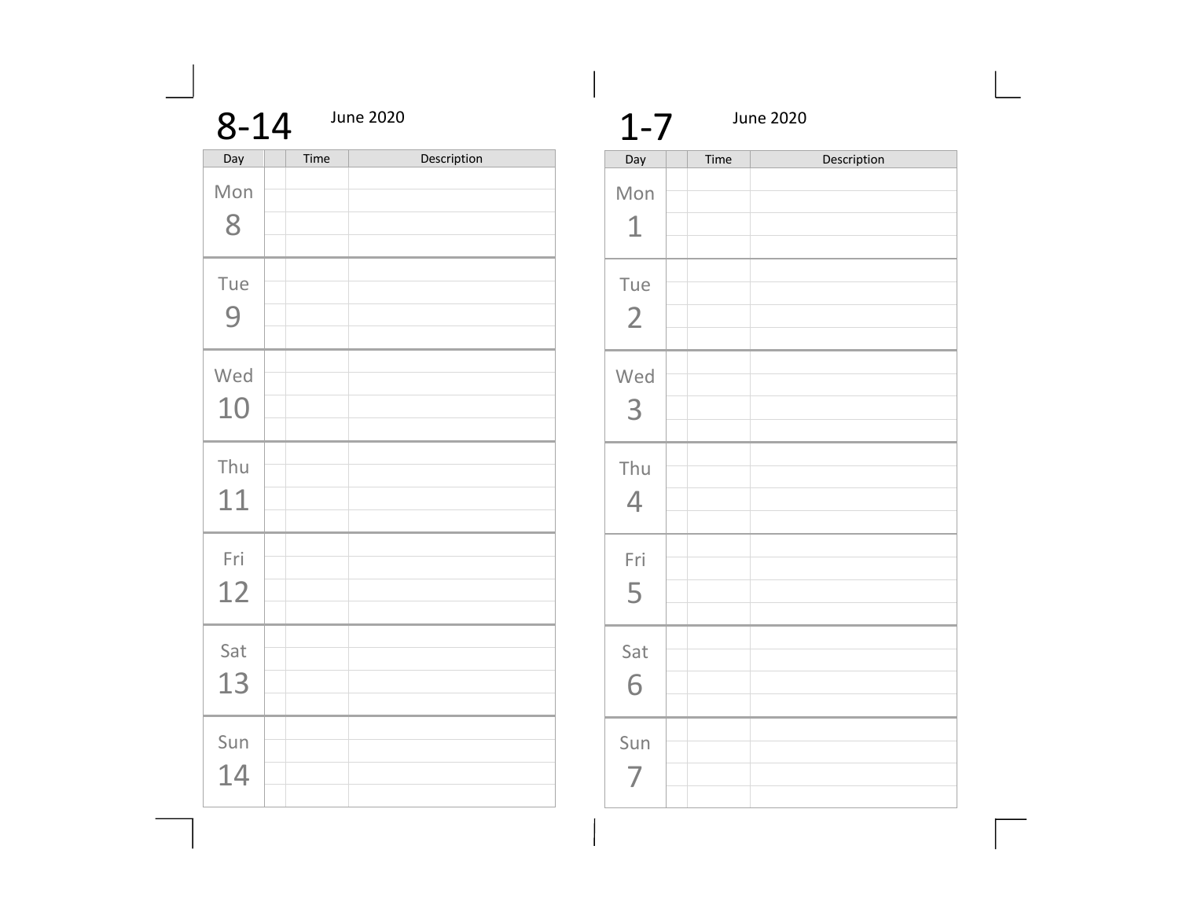## 8-14

June 2020

| Day | | Time | Description |
|---|---|---|---|
| Mon 8 | | | |
| Tue 9 | | | |
| Wed 10 | | | |
| Thu 11 | | | |
| Fri 12 | | | |
| Sat 13 | | | |
| Sun 14 | | | |

## 1-7

June 2020

| Day | | Time | Description |
|---|---|---|---|
| Mon 1 | | | |
| Tue 2 | | | |
| Wed 3 | | | |
| Thu 4 | | | |
| Fri 5 | | | |
| Sat 6 | | | |
| Sun 7 | | | |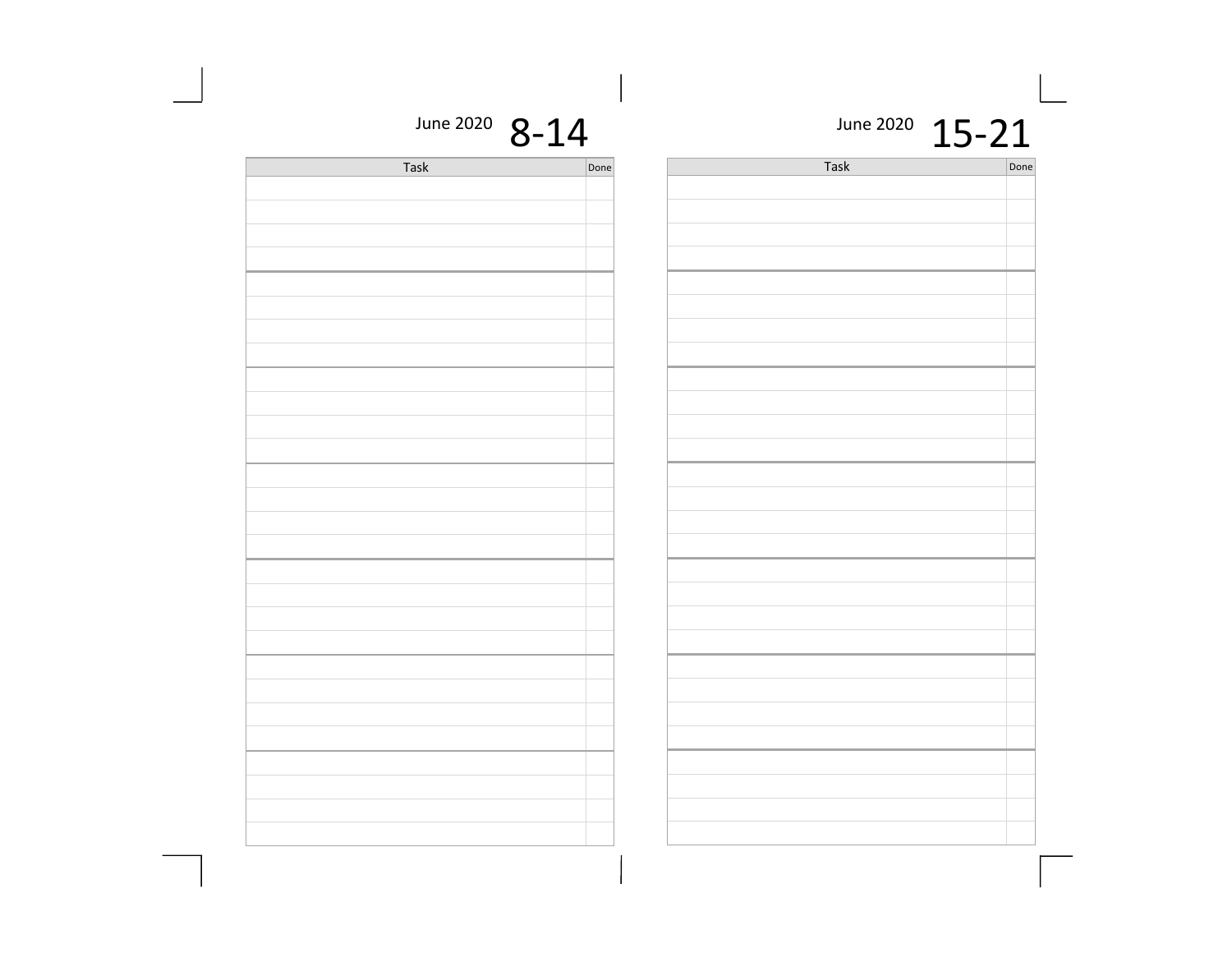June 2020 **8-14**

| Task | Done |
|---|---|
| | |
| | |
| | |
| | |
| | |
| | |
| | |
| | |
| | |
| | |
| | |
| | |
| | |
| | |
| | |
| | |
| | |
| | |
| | |
| | |
| | |
| | |
| | |
| | |
| | |
| | |
| | |
| | |

June 2020 **15-21**

| Task | Done |
|---|---|
| | |
| | |
| | |
| | |
| | |
| | |
| | |
| | |
| | |
| | |
| | |
| | |
| | |
| | |
| | |
| | |
| | |
| | |
| | |
| | |
| | |
| | |
| | |
| | |
| | |
| | |
| | |
| | |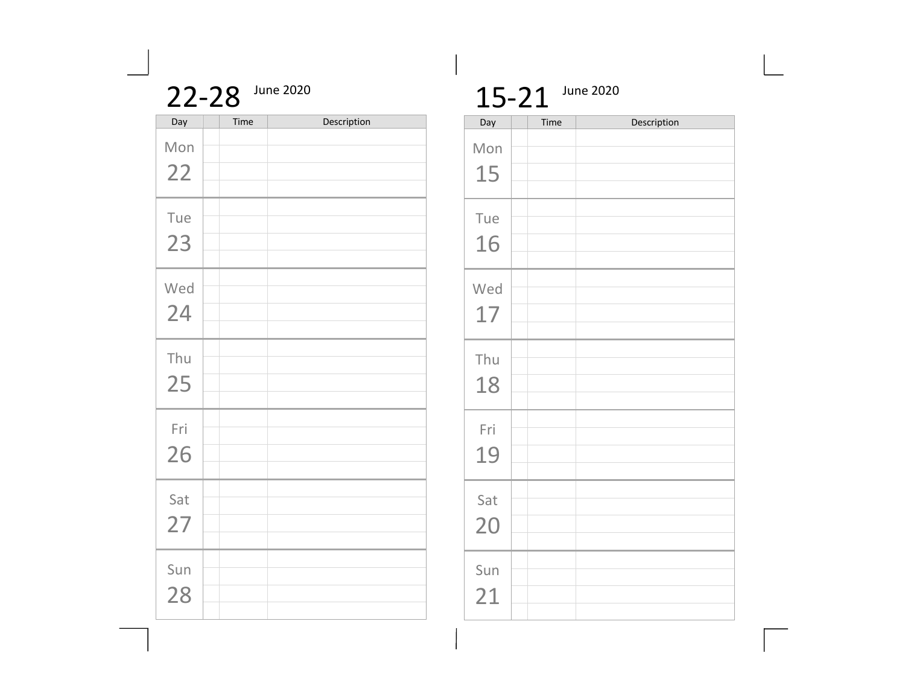## 22-28 June 2020

| Day | | Time | Description |
|---|---|---|---|
| Mon 22 | | | |
| Tue 23 | | | |
| Wed 24 | | | |
| Thu 25 | | | |
| Fri 26 | | | |
| Sat 27 | | | |
| Sun 28 | | | |

## 15-21 June 2020

| Day | | Time | Description |
|---|---|---|---|
| Mon 15 | | | |
| Tue 16 | | | |
| Wed 17 | | | |
| Thu 18 | | | |
| Fri 19 | | | |
| Sat 20 | | | |
| Sun 21 | | | |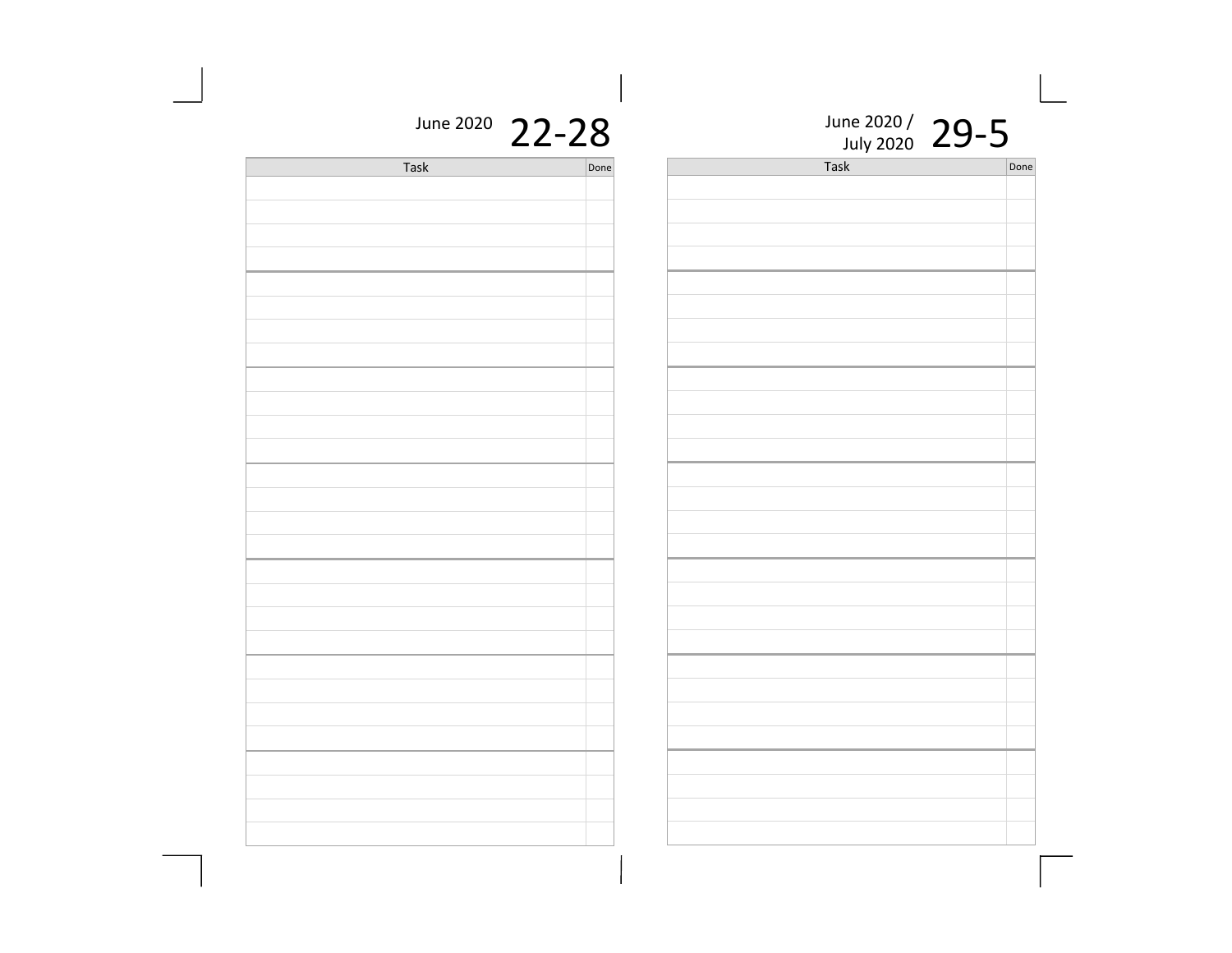June 2020 **22-28**

| Task | Done |
| --- | --- |
| | |
| | |
| | |
| | |
| | |
| | |
| | |
| | |
| | |
| | |
| | |
| | |
| | |
| | |
| | |
| | |
| | |
| | |
| | |
| | |
| | |
| | |
| | |
| | |
| | |
| | |
| | |
| | |

June 2020 / July 2020 **29-5**

| Task | Done |
| --- | --- |
| | |
| | |
| | |
| | |
| | |
| | |
| | |
| | |
| | |
| | |
| | |
| | |
| | |
| | |
| | |
| | |
| | |
| | |
| | |
| | |
| | |
| | |
| | |
| | |
| | |
| | |
| | |
| | |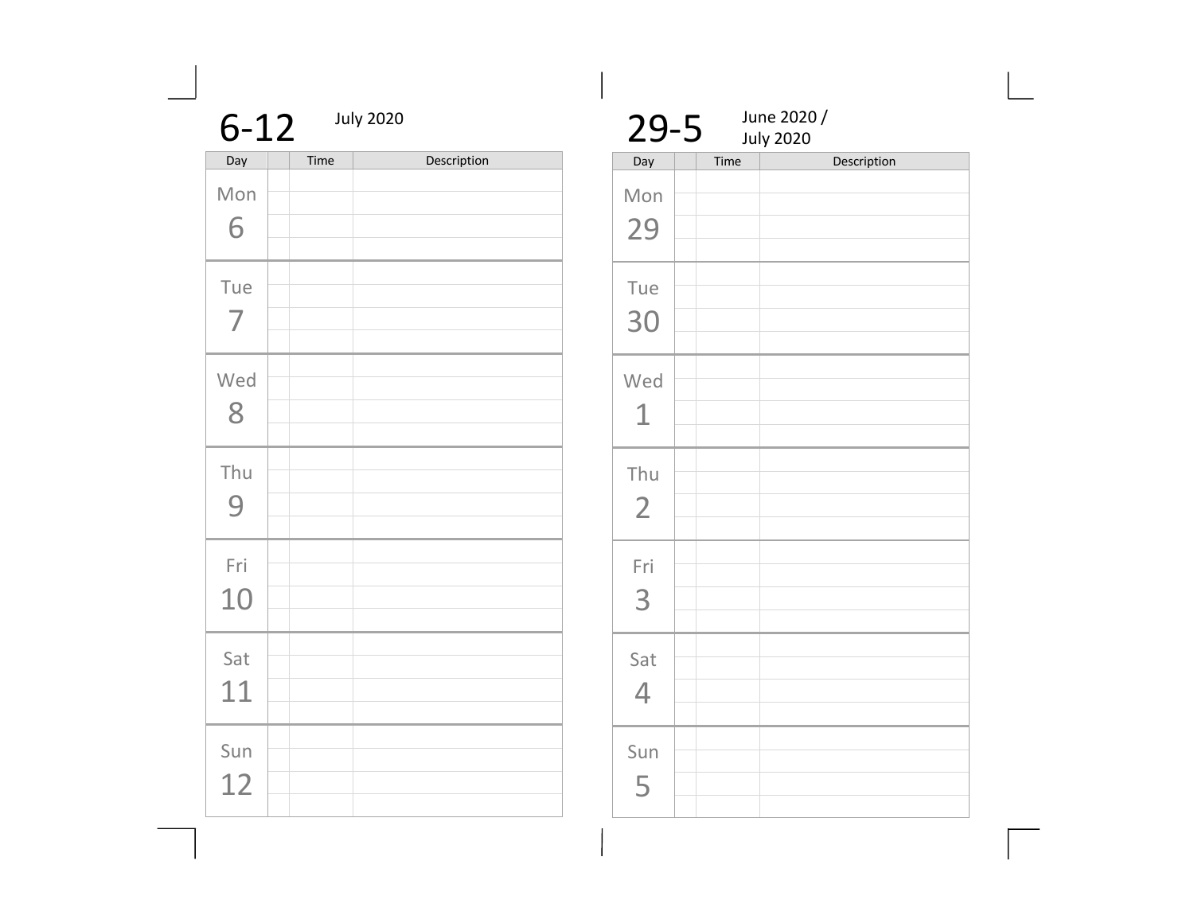# 6-12

July 2020

| Day | | Time | Description |
|---|---|---|---|
| Mon 6 | | | |
| Tue 7 | | | |
| Wed 8 | | | |
| Thu 9 | | | |
| Fri 10 | | | |
| Sat 11 | | | |
| Sun 12 | | | |

# 29-5

June 2020 / July 2020

| Day | | Time | Description |
|---|---|---|---|
| Mon 29 | | | |
| Tue 30 | | | |
| Wed 1 | | | |
| Thu 2 | | | |
| Fri 3 | | | |
| Sat 4 | | | |
| Sun 5 | | | |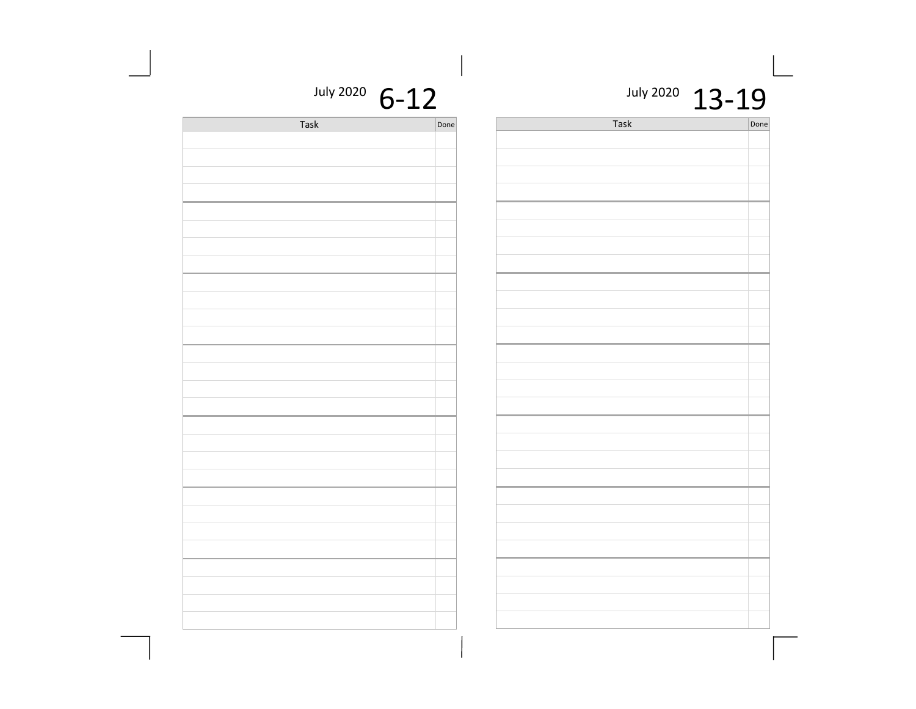July 2020 **6-12**

| Task | Done |
|---|---|
| | |
| | |
| | |
| | |
| | |
| | |
| | |
| | |
| | |
| | |
| | |
| | |
| | |
| | |
| | |
| | |
| | |
| | |
| | |
| | |
| | |
| | |
| | |
| | |
| | |
| | |
| | |
| | |

July 2020 **13-19**

| Task | Done |
|---|---|
| | |
| | |
| | |
| | |
| | |
| | |
| | |
| | |
| | |
| | |
| | |
| | |
| | |
| | |
| | |
| | |
| | |
| | |
| | |
| | |
| | |
| | |
| | |
| | |
| | |
| | |
| | |
| | |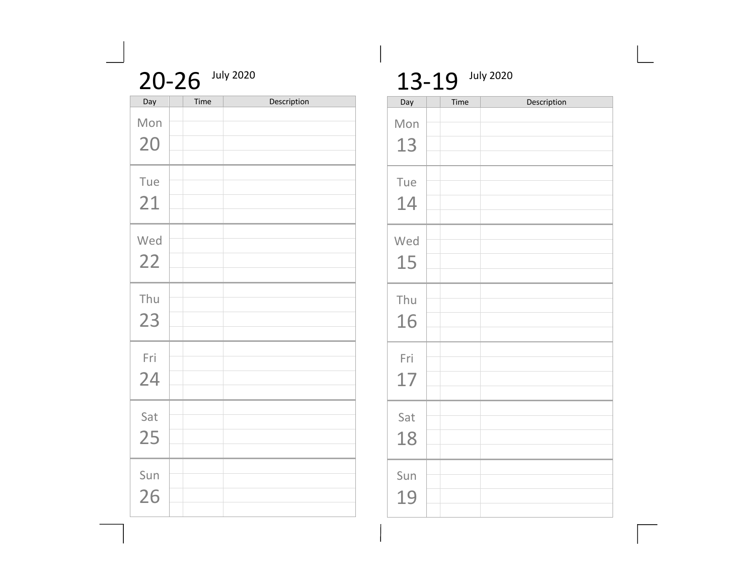## 20-26 July 2020

| Day | | Time | Description |
|---|---|---|---|
| Mon 20 | | | |
| Tue 21 | | | |
| Wed 22 | | | |
| Thu 23 | | | |
| Fri 24 | | | |
| Sat 25 | | | |
| Sun 26 | | | |

## 13-19 July 2020

| Day | | Time | Description |
|---|---|---|---|
| Mon 13 | | | |
| Tue 14 | | | |
| Wed 15 | | | |
| Thu 16 | | | |
| Fri 17 | | | |
| Sat 18 | | | |
| Sun 19 | | | |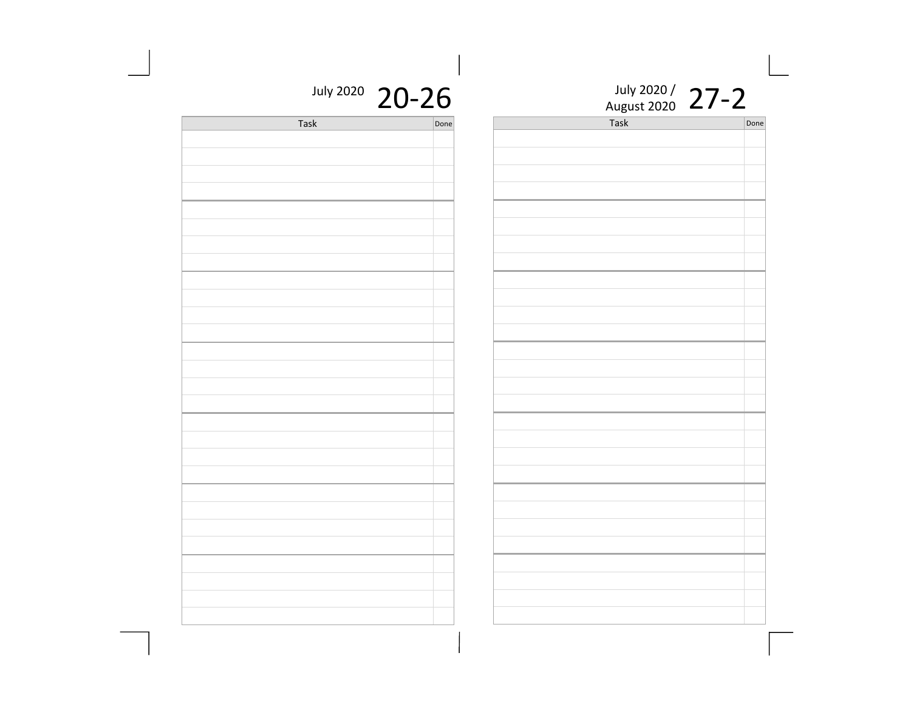July 2020 **20-26**

| Task | Done |
| --- | --- |
| | |
| | |
| | |
| | |
| | |
| | |
| | |
| | |
| | |
| | |
| | |
| | |
| | |
| | |
| | |
| | |
| | |
| | |
| | |
| | |
| | |
| | |
| | |
| | |
| | |
| | |
| | |
| | |

July 2020 / August 2020 **27-2**

| Task | Done |
| --- | --- |
| | |
| | |
| | |
| | |
| | |
| | |
| | |
| | |
| | |
| | |
| | |
| | |
| | |
| | |
| | |
| | |
| | |
| | |
| | |
| | |
| | |
| | |
| | |
| | |
| | |
| | |
| | |
| | |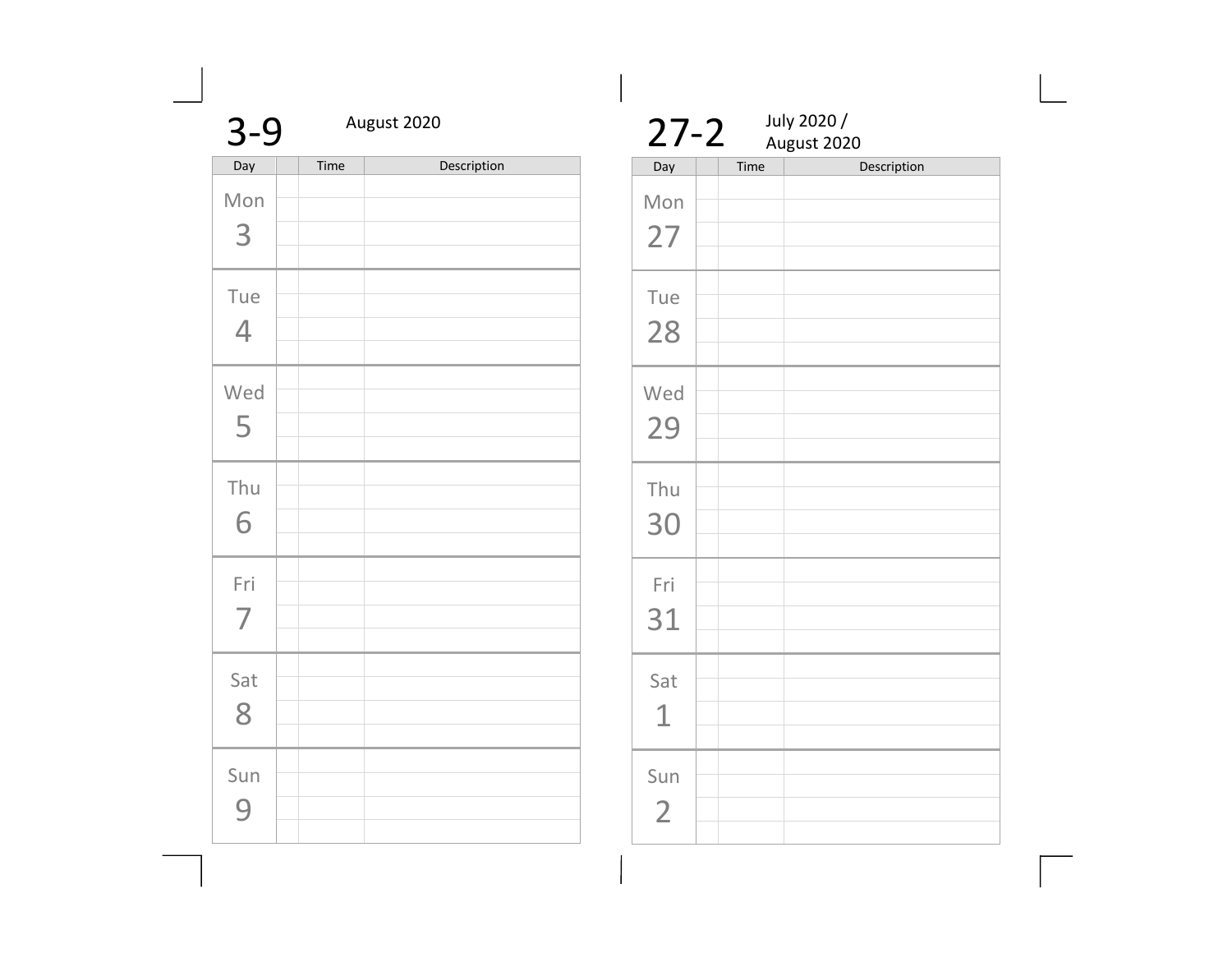## 3-9 August 2020

| Day | | Time | Description |
|---|---|---|---|
| Mon 3 | | | |
| Tue 4 | | | |
| Wed 5 | | | |
| Thu 6 | | | |
| Fri 7 | | | |
| Sat 8 | | | |
| Sun 9 | | | |

## 27-2 July 2020 / August 2020

| Day | | Time | Description |
|---|---|---|---|
| Mon 27 | | | |
| Tue 28 | | | |
| Wed 29 | | | |
| Thu 30 | | | |
| Fri 31 | | | |
| Sat 1 | | | |
| Sun 2 | | | |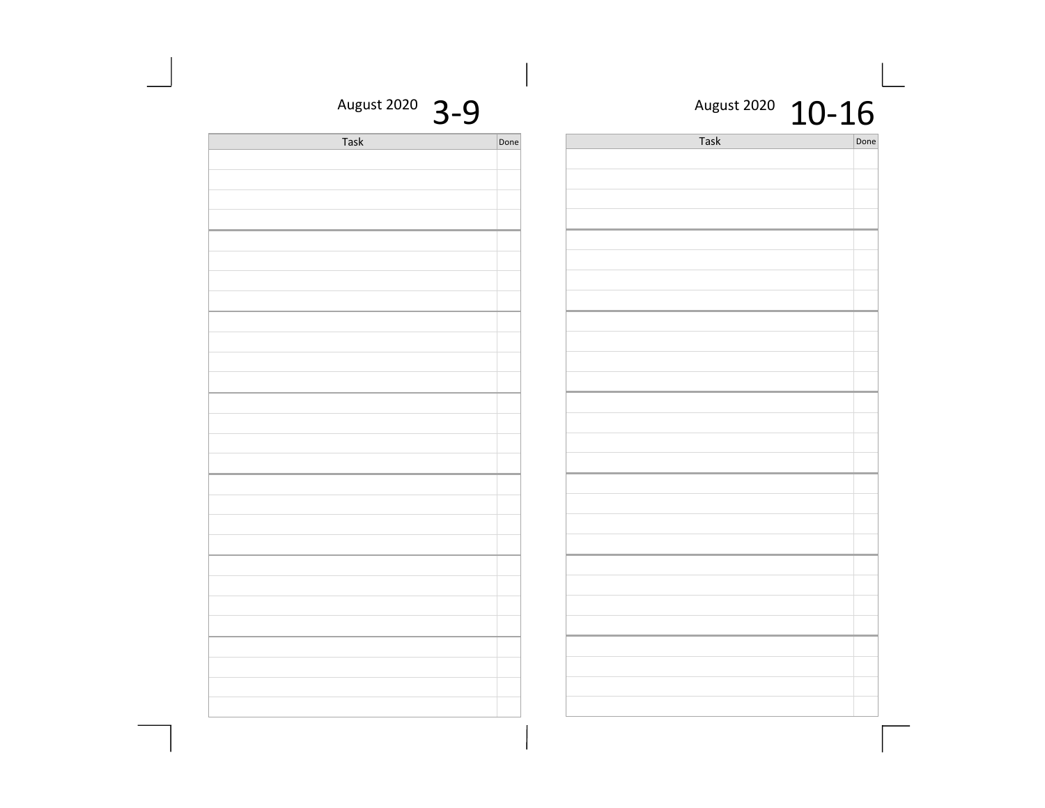August 2020 **3-9**

| Task | Done |
| --- | --- |
| | |
| | |
| | |
| | |
| | |
| | |
| | |
| | |
| | |
| | |
| | |
| | |
| | |
| | |
| | |
| | |
| | |
| | |
| | |
| | |
| | |
| | |
| | |
| | |
| | |
| | |
| | |
| | |

August 2020 **10-16**

| Task | Done |
| --- | --- |
| | |
| | |
| | |
| | |
| | |
| | |
| | |
| | |
| | |
| | |
| | |
| | |
| | |
| | |
| | |
| | |
| | |
| | |
| | |
| | |
| | |
| | |
| | |
| | |
| | |
| | |
| | |
| | |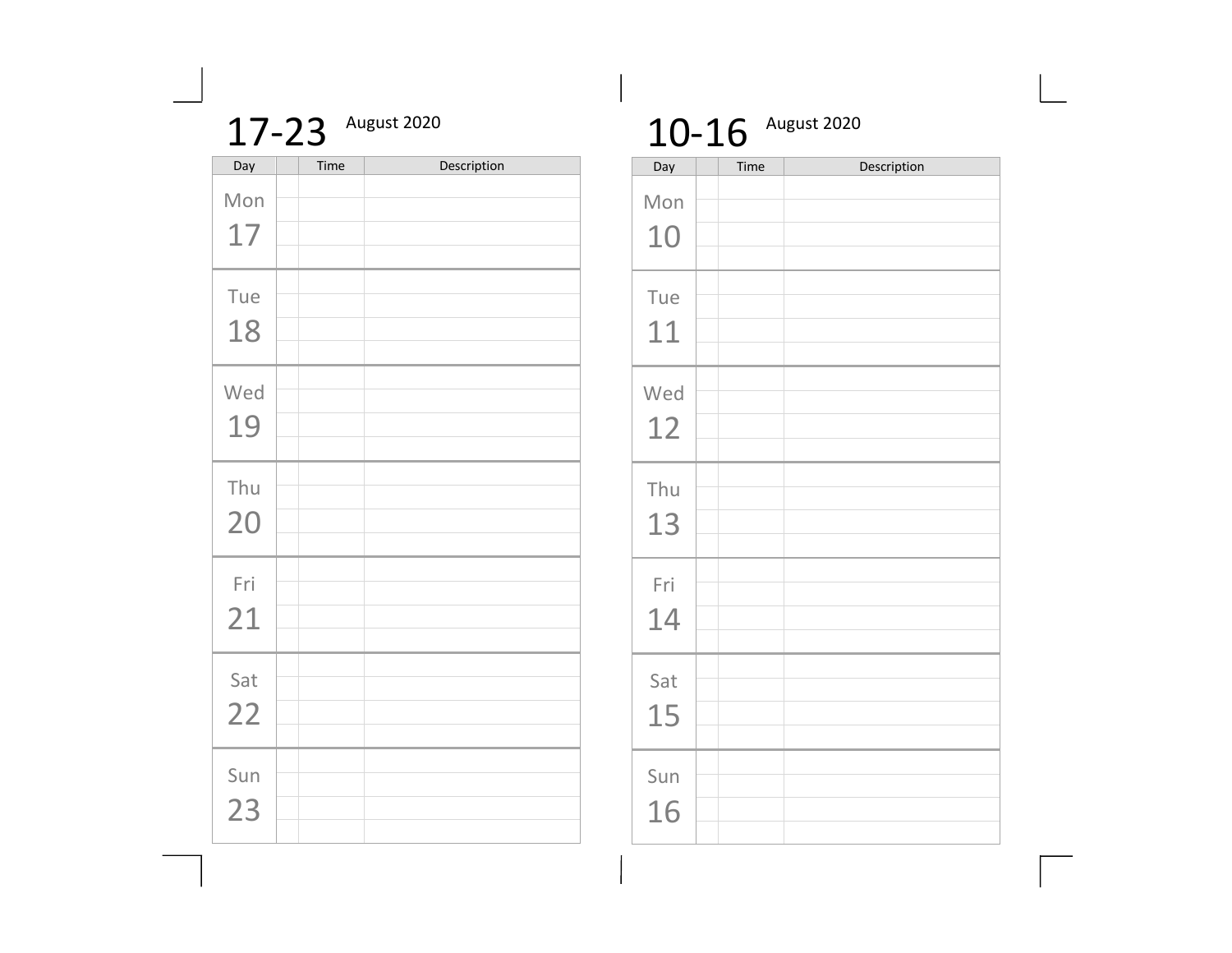# 17-23 August 2020

| Day | | Time | Description |
|---|---|---|---|
| Mon 17 | | | |
| Tue 18 | | | |
| Wed 19 | | | |
| Thu 20 | | | |
| Fri 21 | | | |
| Sat 22 | | | |
| Sun 23 | | | |

# 10-16 August 2020

| Day | | Time | Description |
|---|---|---|---|
| Mon 10 | | | |
| Tue 11 | | | |
| Wed 12 | | | |
| Thu 13 | | | |
| Fri 14 | | | |
| Sat 15 | | | |
| Sun 16 | | | |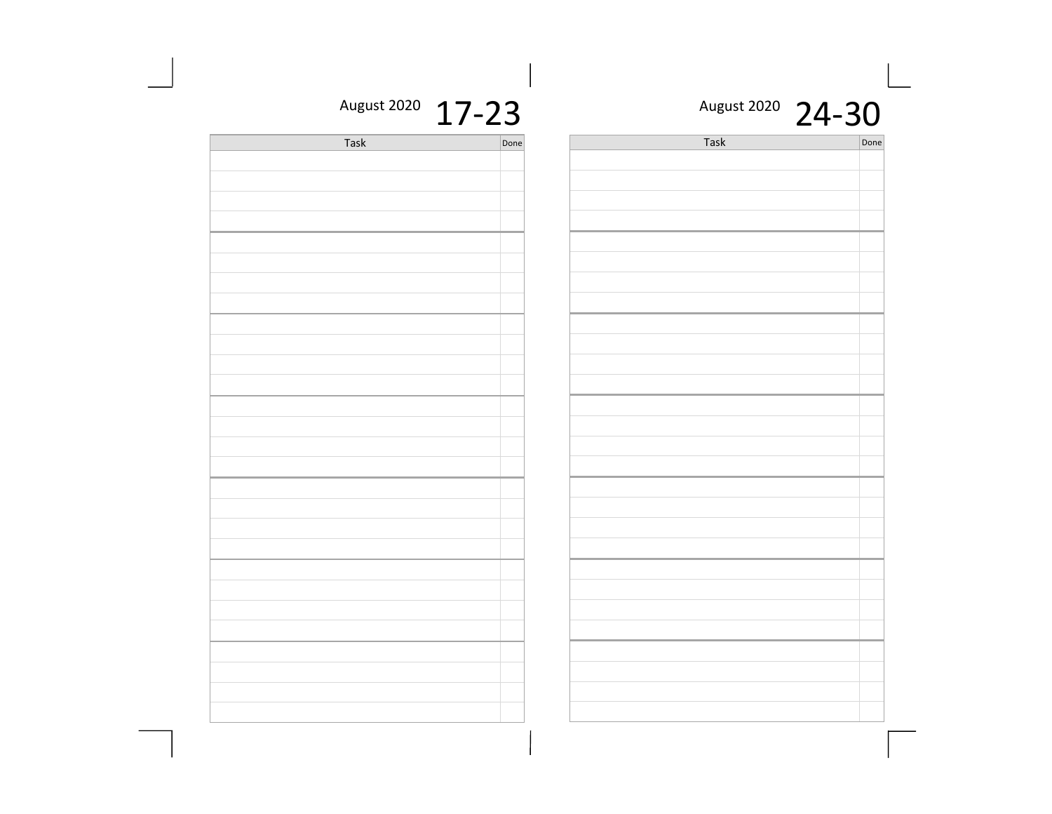August 2020 **17-23**

| Task | Done |
|---|---|
| | |
| | |
| | |
| | |
| | |
| | |
| | |
| | |
| | |
| | |
| | |
| | |
| | |
| | |
| | |
| | |
| | |
| | |
| | |
| | |
| | |
| | |
| | |
| | |
| | |
| | |
| | |
| | |

August 2020 **24-30**

| Task | Done |
|---|---|
| | |
| | |
| | |
| | |
| | |
| | |
| | |
| | |
| | |
| | |
| | |
| | |
| | |
| | |
| | |
| | |
| | |
| | |
| | |
| | |
| | |
| | |
| | |
| | |
| | |
| | |
| | |
| | |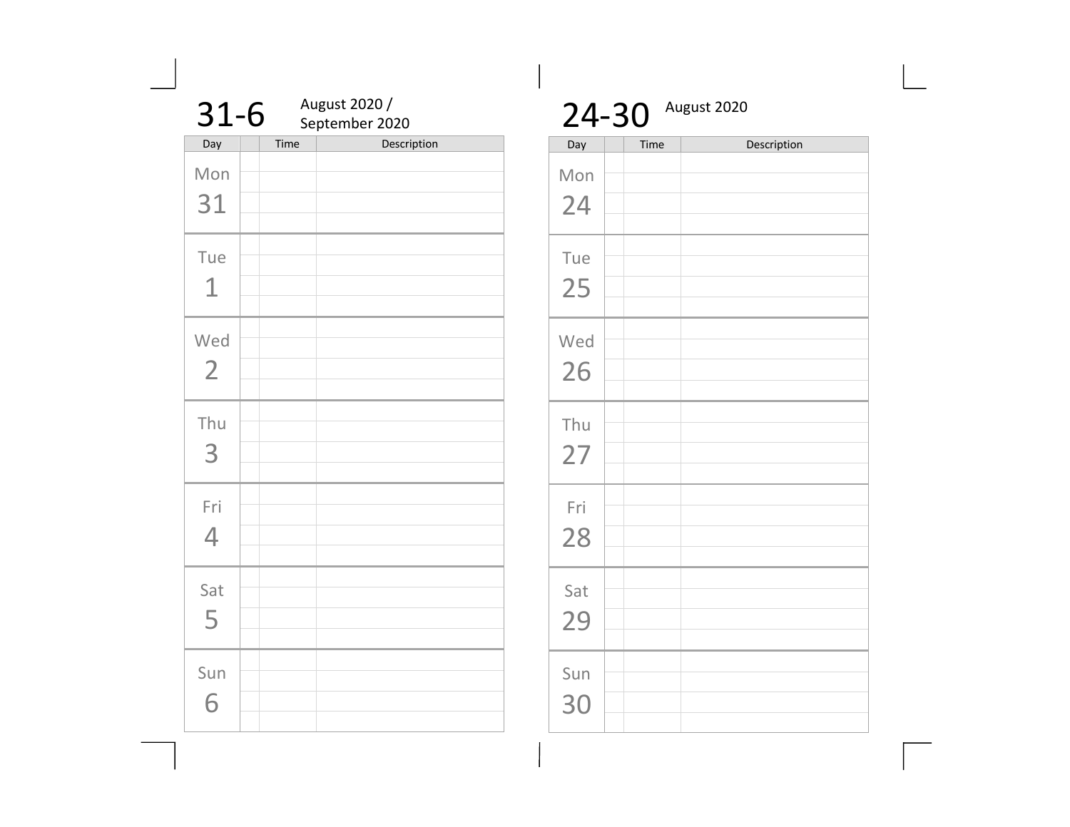## 31-6 August 2020 / September 2020

| Day | | Time | Description |
|---|---|---|---|
| Mon 31 | | | |
| Tue 1 | | | |
| Wed 2 | | | |
| Thu 3 | | | |
| Fri 4 | | | |
| Sat 5 | | | |
| Sun 6 | | | |

## 24-30 August 2020

| Day | | Time | Description |
|---|---|---|---|
| Mon 24 | | | |
| Tue 25 | | | |
| Wed 26 | | | |
| Thu 27 | | | |
| Fri 28 | | | |
| Sat 29 | | | |
| Sun 30 | | | |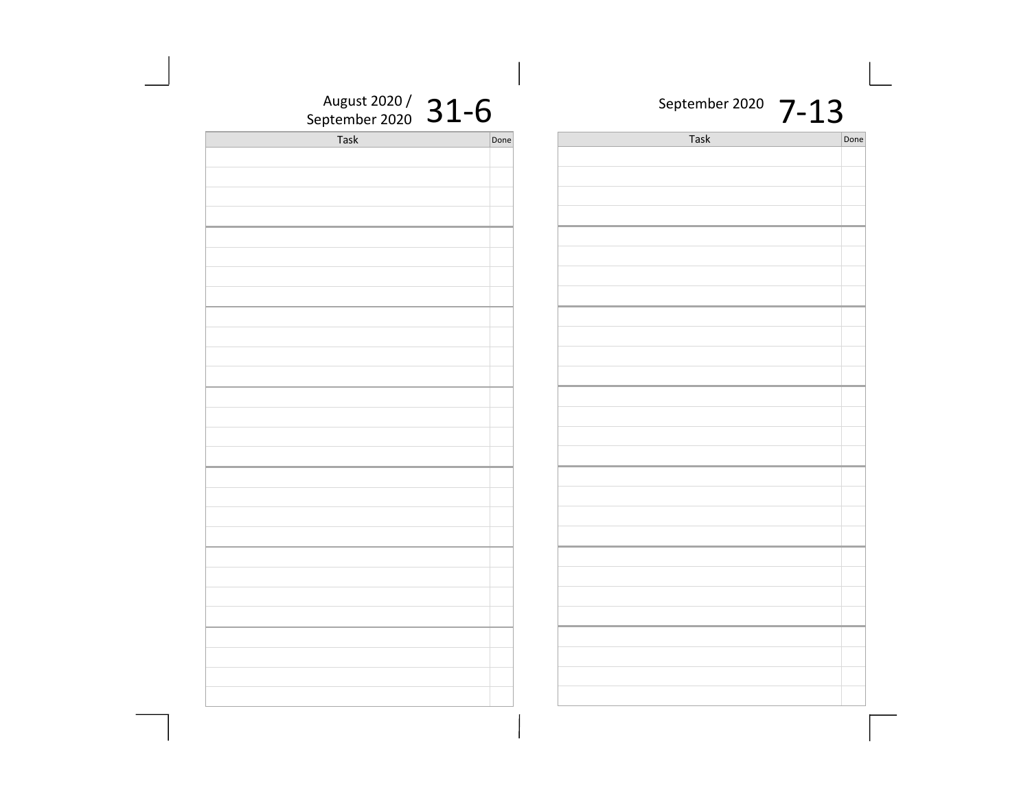August 2020 / September 2020 **31-6**

| Task | Done |
|---|---|
| | |
| | |
| | |
| | |
| | |
| | |
| | |
| | |
| | |
| | |
| | |
| | |
| | |
| | |
| | |
| | |
| | |
| | |
| | |
| | |
| | |
| | |
| | |
| | |
| | |
| | |
| | |
| | |

September 2020 **7-13**

| Task | Done |
|---|---|
| | |
| | |
| | |
| | |
| | |
| | |
| | |
| | |
| | |
| | |
| | |
| | |
| | |
| | |
| | |
| | |
| | |
| | |
| | |
| | |
| | |
| | |
| | |
| | |
| | |
| | |
| | |
| | |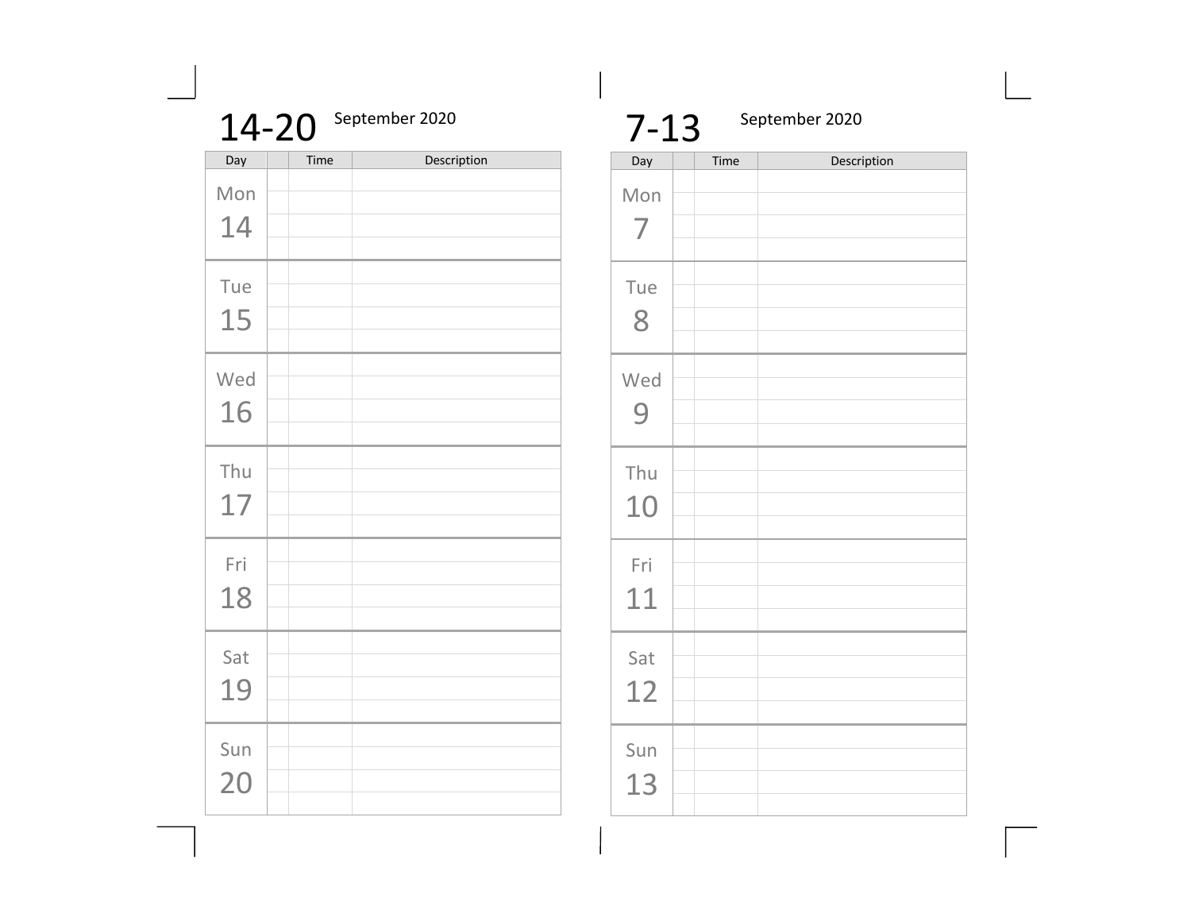# 14-20 September 2020

| Day | | Time | Description |
|---|---|---|---|
| Mon 14 | | | |
| Tue 15 | | | |
| Wed 16 | | | |
| Thu 17 | | | |
| Fri 18 | | | |
| Sat 19 | | | |
| Sun 20 | | | |

# 7-13 September 2020

| Day | | Time | Description |
|---|---|---|---|
| Mon 7 | | | |
| Tue 8 | | | |
| Wed 9 | | | |
| Thu 10 | | | |
| Fri 11 | | | |
| Sat 12 | | | |
| Sun 13 | | | |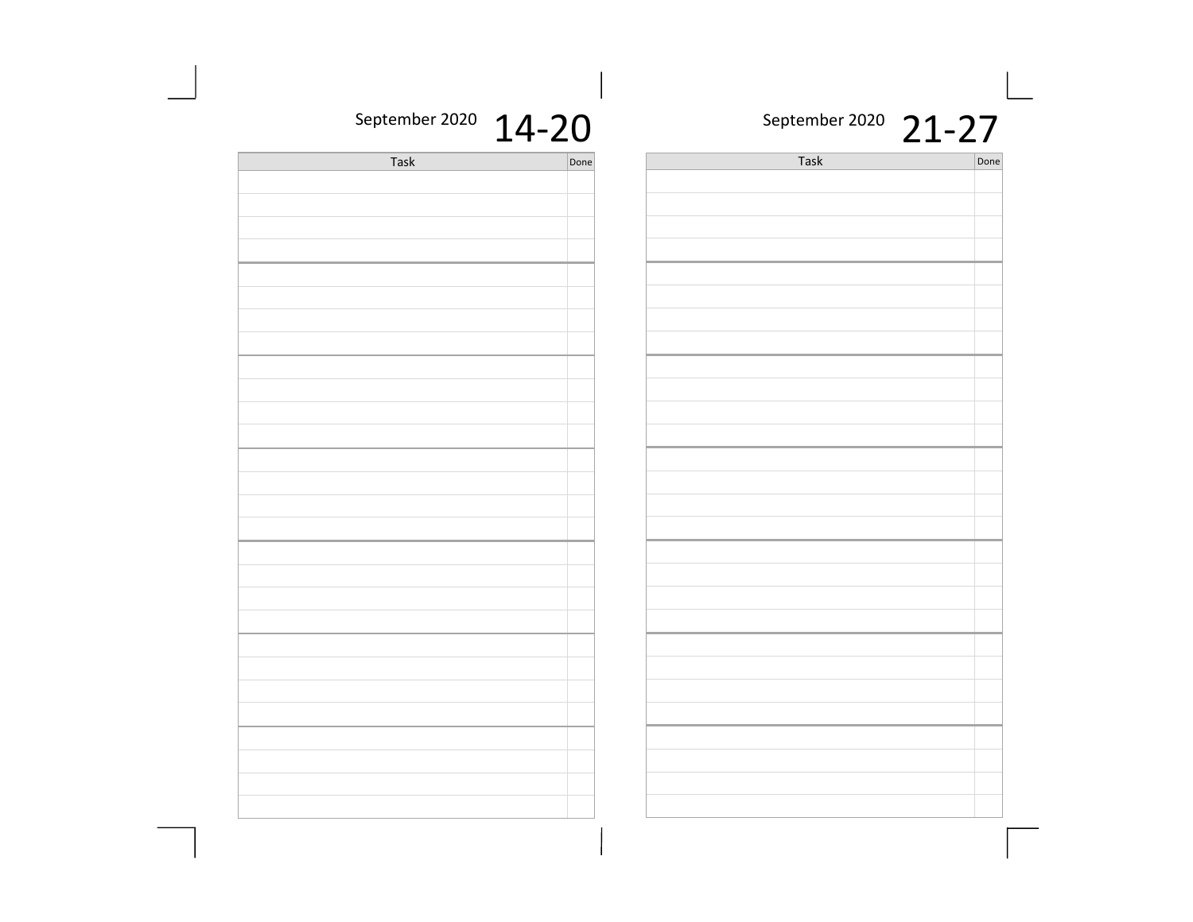September 2020 **14-20**

| Task | Done |
|---|---|
| | |
| | |
| | |
| | |
| | |
| | |
| | |
| | |
| | |
| | |
| | |
| | |
| | |
| | |
| | |
| | |
| | |
| | |
| | |
| | |
| | |
| | |
| | |
| | |
| | |
| | |
| | |
| | |

September 2020 **21-27**

| Task | Done |
|---|---|
| | |
| | |
| | |
| | |
| | |
| | |
| | |
| | |
| | |
| | |
| | |
| | |
| | |
| | |
| | |
| | |
| | |
| | |
| | |
| | |
| | |
| | |
| | |
| | |
| | |
| | |
| | |
| | |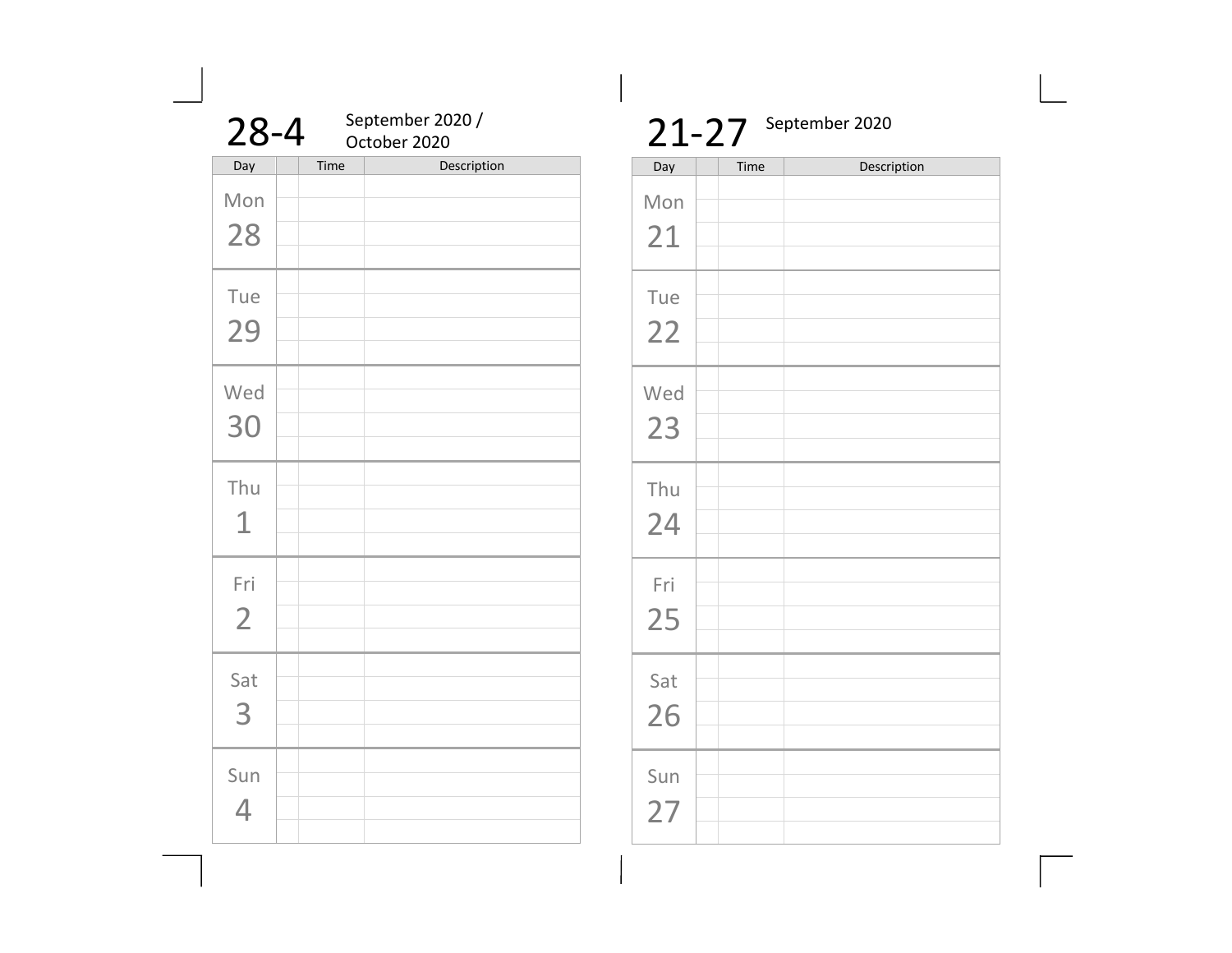## 28-4 September 2020 / October 2020

| Day | | Time | Description |
|---|---|---|---|
| Mon 28 | | | |
| Tue 29 | | | |
| Wed 30 | | | |
| Thu 1 | | | |
| Fri 2 | | | |
| Sat 3 | | | |
| Sun 4 | | | |

## 21-27 September 2020

| Day | | Time | Description |
|---|---|---|---|
| Mon 21 | | | |
| Tue 22 | | | |
| Wed 23 | | | |
| Thu 24 | | | |
| Fri 25 | | | |
| Sat 26 | | | |
| Sun 27 | | | |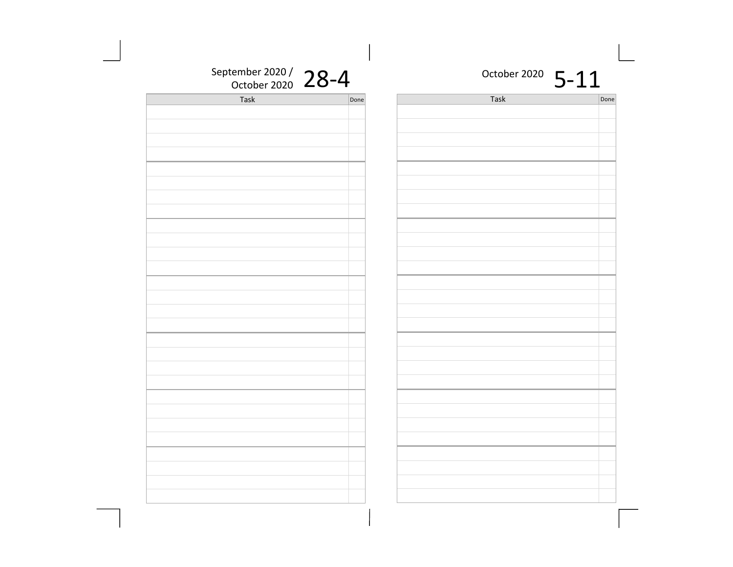September 2020 / October 2020 **28-4**

| Task | Done |
| --- | --- |
| | |
| | |
| | |
| | |
| | |
| | |
| | |
| | |
| | |
| | |
| | |
| | |
| | |
| | |
| | |
| | |
| | |
| | |
| | |
| | |
| | |
| | |
| | |
| | |
| | |
| | |
| | |
| | |

October 2020 **5-11**

| Task | Done |
| --- | --- |
| | |
| | |
| | |
| | |
| | |
| | |
| | |
| | |
| | |
| | |
| | |
| | |
| | |
| | |
| | |
| | |
| | |
| | |
| | |
| | |
| | |
| | |
| | |
| | |
| | |
| | |
| | |
| | |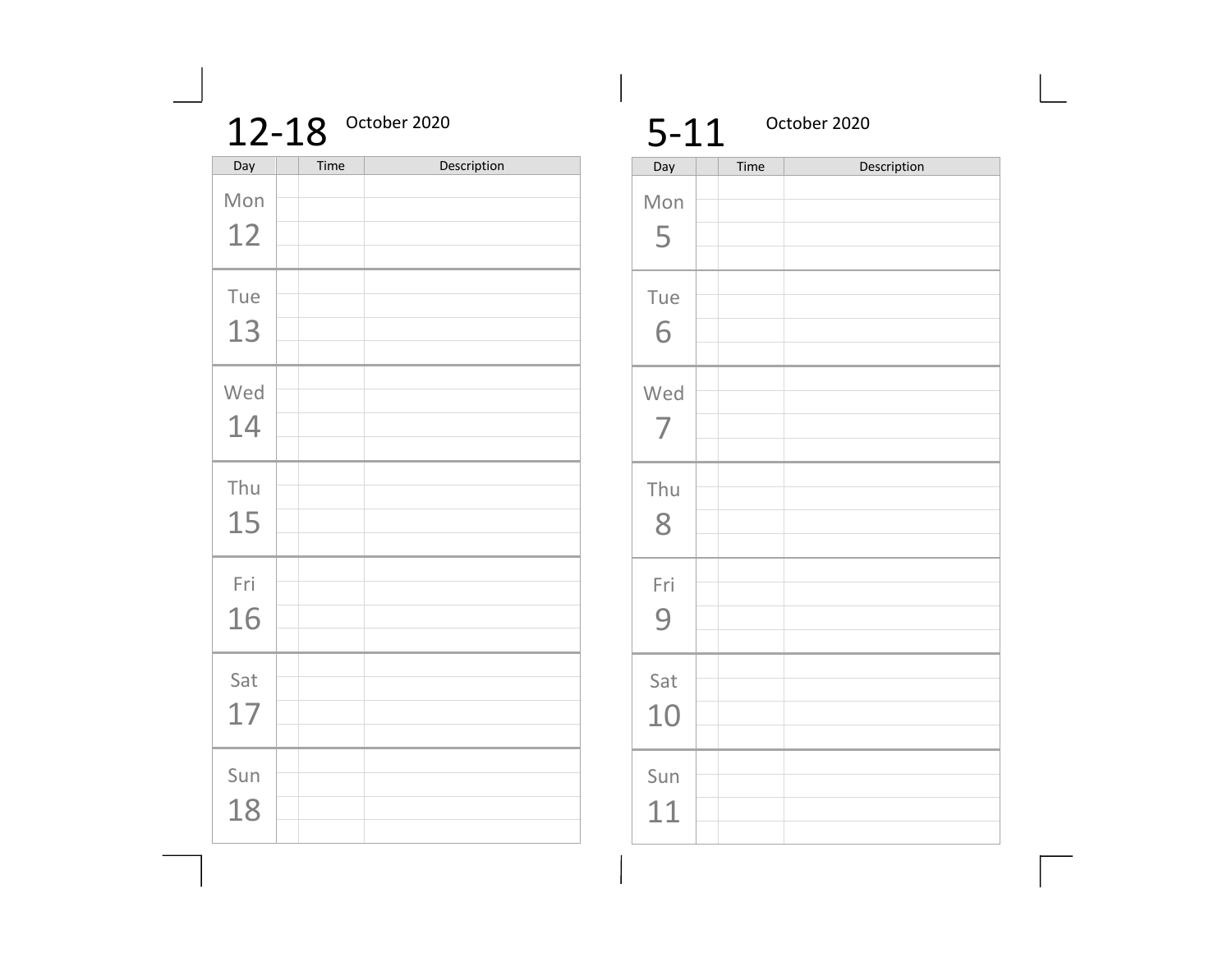## 12-18 October 2020

| Day | | Time | Description |
|---|---|---|---|
| Mon 12 | | | |
| Tue 13 | | | |
| Wed 14 | | | |
| Thu 15 | | | |
| Fri 16 | | | |
| Sat 17 | | | |
| Sun 18 | | | |

## 5-11 October 2020

| Day | | Time | Description |
|---|---|---|---|
| Mon 5 | | | |
| Tue 6 | | | |
| Wed 7 | | | |
| Thu 8 | | | |
| Fri 9 | | | |
| Sat 10 | | | |
| Sun 11 | | | |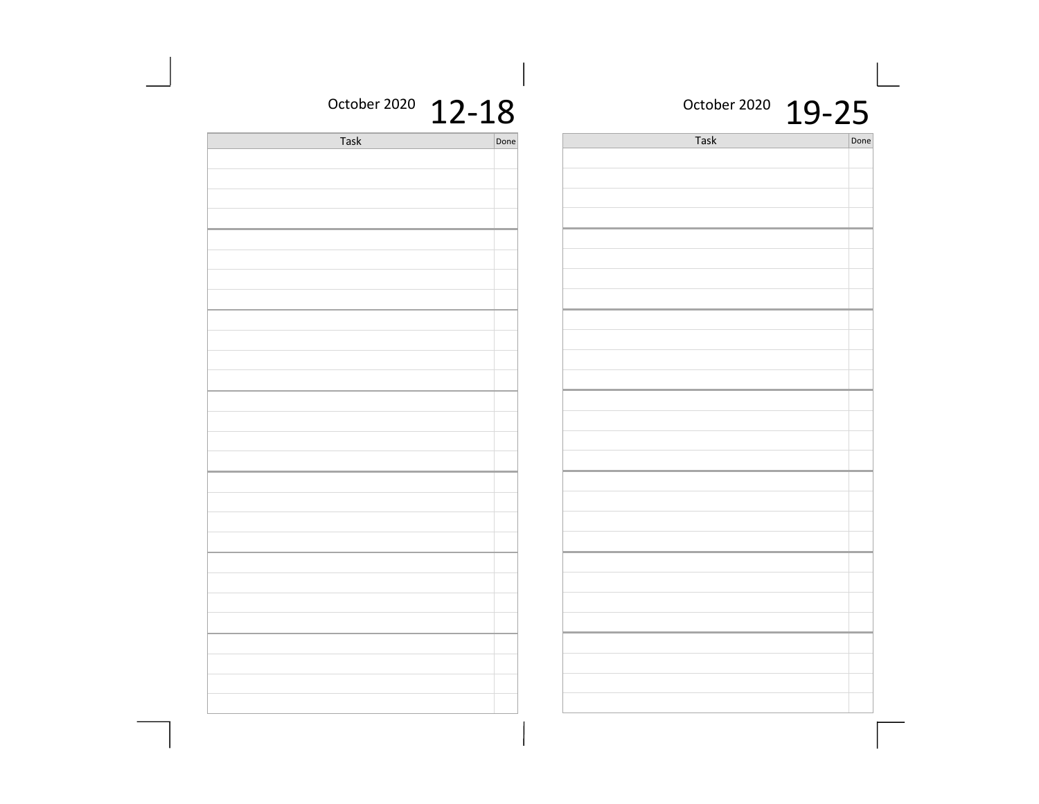October 2020 **12-18**

| Task | Done |
|---|---|
| | |
| | |
| | |
| | |
| | |
| | |
| | |
| | |
| | |
| | |
| | |
| | |
| | |
| | |
| | |
| | |
| | |
| | |
| | |
| | |
| | |
| | |
| | |
| | |
| | |
| | |
| | |
| | |

October 2020 **19-25**

| Task | Done |
|---|---|
| | |
| | |
| | |
| | |
| | |
| | |
| | |
| | |
| | |
| | |
| | |
| | |
| | |
| | |
| | |
| | |
| | |
| | |
| | |
| | |
| | |
| | |
| | |
| | |
| | |
| | |
| | |
| | |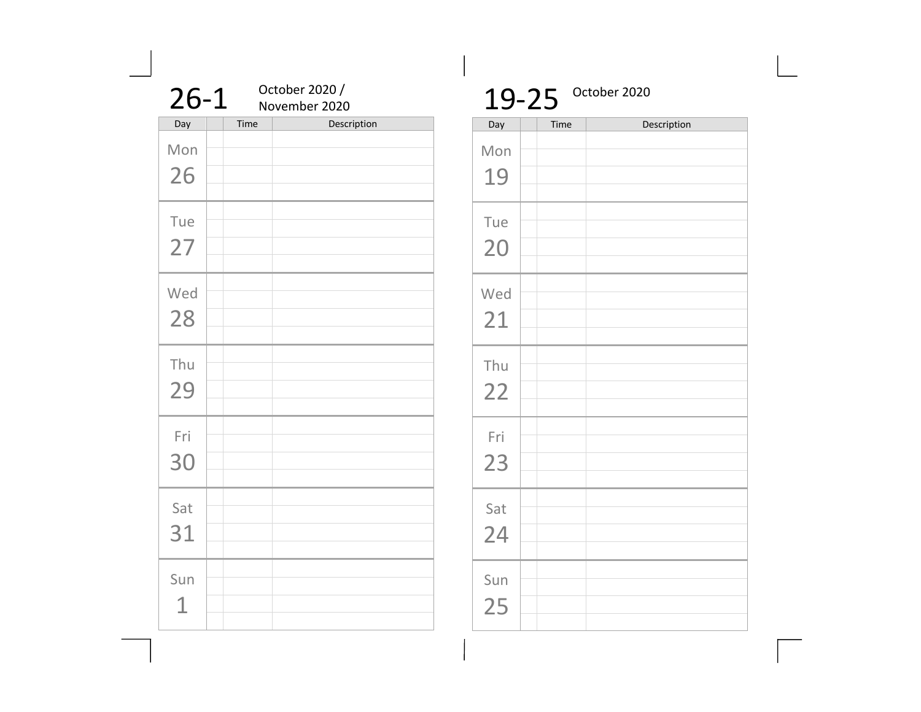## 26-1

October 2020 / November 2020

| Day | | Time | Description |
|---|---|---|---|
| Mon 26 | | | |
| Tue 27 | | | |
| Wed 28 | | | |
| Thu 29 | | | |
| Fri 30 | | | |
| Sat 31 | | | |
| Sun 1 | | | |

## 19-25

October 2020

| Day | | Time | Description |
|---|---|---|---|
| Mon 19 | | | |
| Tue 20 | | | |
| Wed 21 | | | |
| Thu 22 | | | |
| Fri 23 | | | |
| Sat 24 | | | |
| Sun 25 | | | |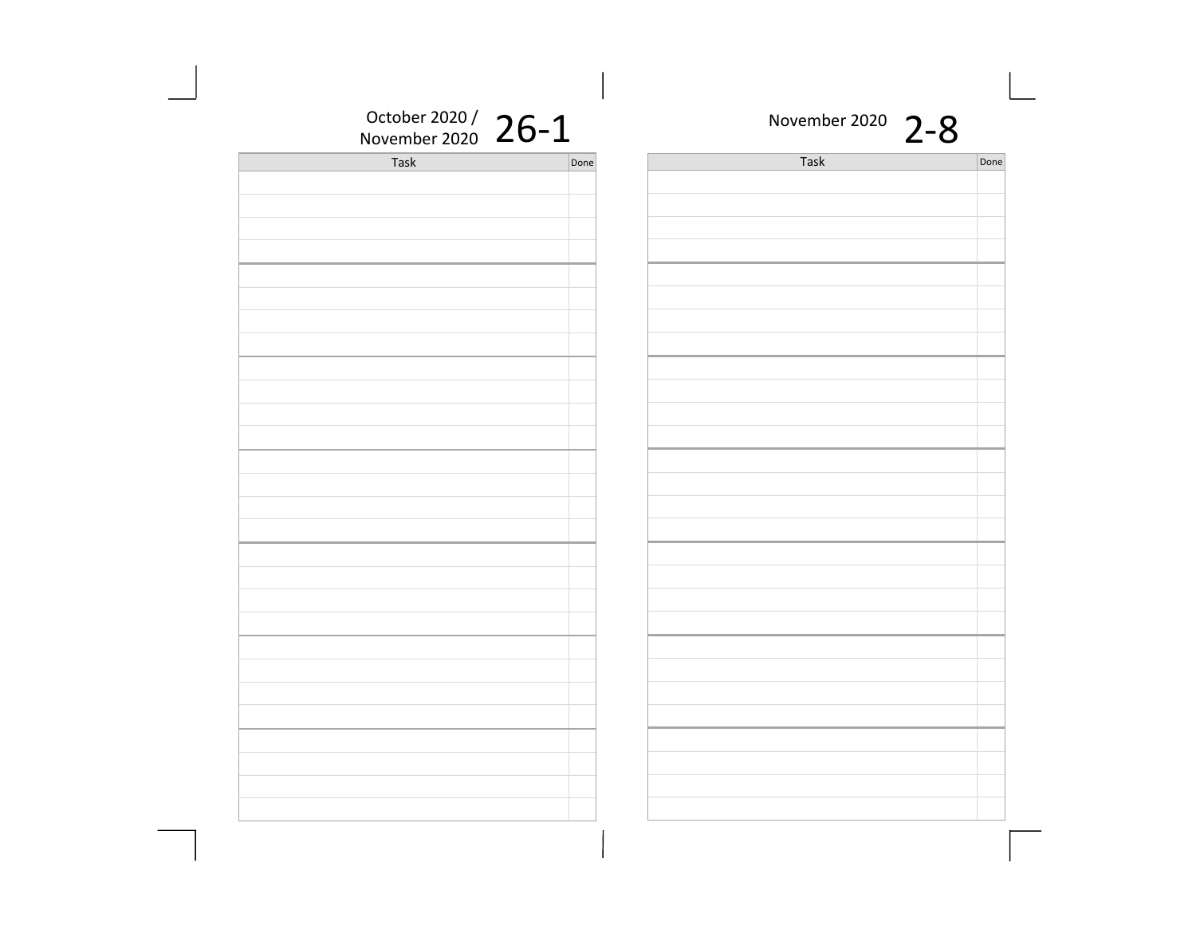October 2020 / November 2020 **26-1**

| Task | Done |
|---|---|
| | |
| | |
| | |
| | |
| | |
| | |
| | |
| | |
| | |
| | |
| | |
| | |
| | |
| | |
| | |
| | |
| | |
| | |
| | |
| | |
| | |
| | |
| | |
| | |
| | |
| | |
| | |
| | |

November 2020 **2-8**

| Task | Done |
|---|---|
| | |
| | |
| | |
| | |
| | |
| | |
| | |
| | |
| | |
| | |
| | |
| | |
| | |
| | |
| | |
| | |
| | |
| | |
| | |
| | |
| | |
| | |
| | |
| | |
| | |
| | |
| | |
| | |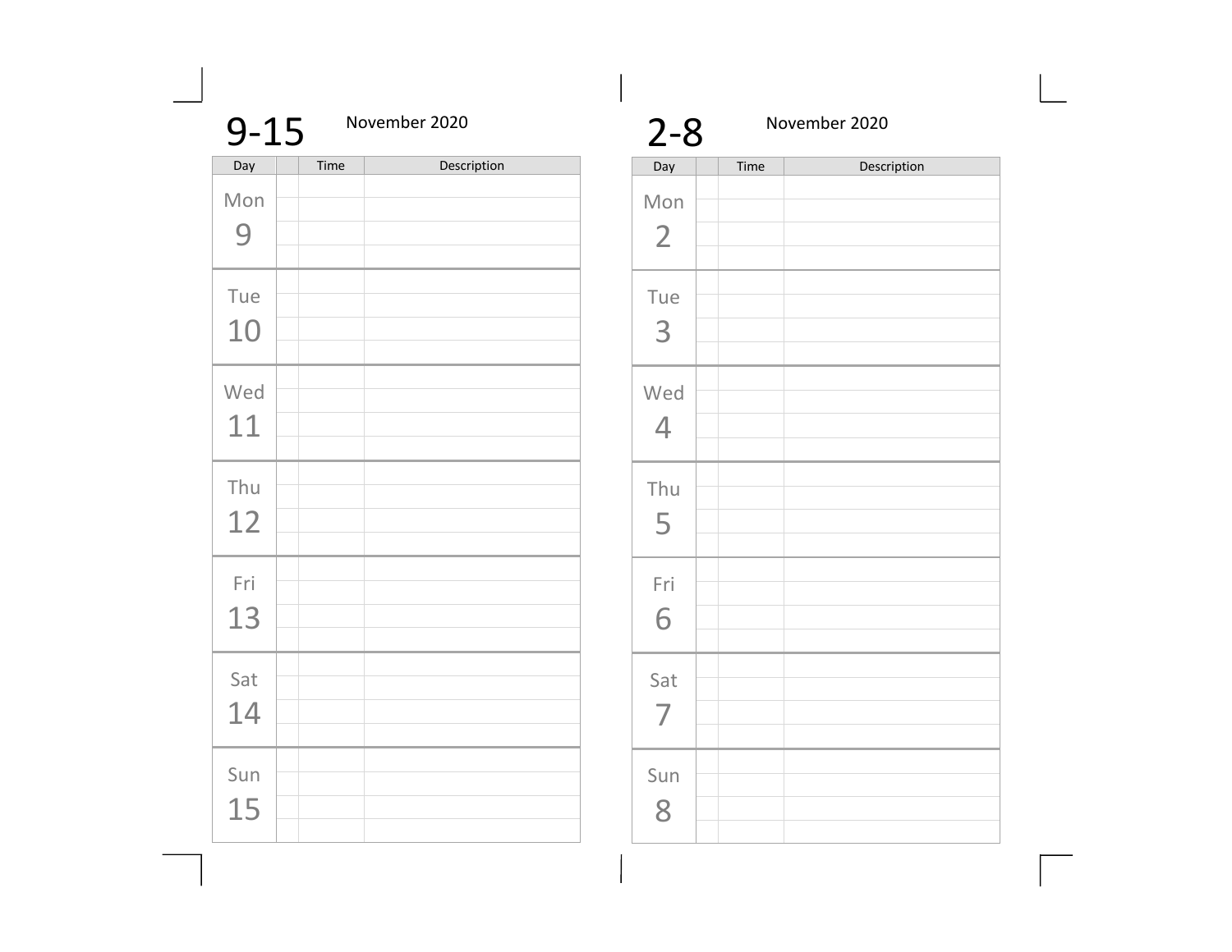## 9-15

November 2020

| Day | | Time | Description |
|---|---|---|---|
| Mon 9 | | | |
| Tue 10 | | | |
| Wed 11 | | | |
| Thu 12 | | | |
| Fri 13 | | | |
| Sat 14 | | | |
| Sun 15 | | | |

## 2-8

November 2020

| Day | | Time | Description |
|---|---|---|---|
| Mon 2 | | | |
| Tue 3 | | | |
| Wed 4 | | | |
| Thu 5 | | | |
| Fri 6 | | | |
| Sat 7 | | | |
| Sun 8 | | | |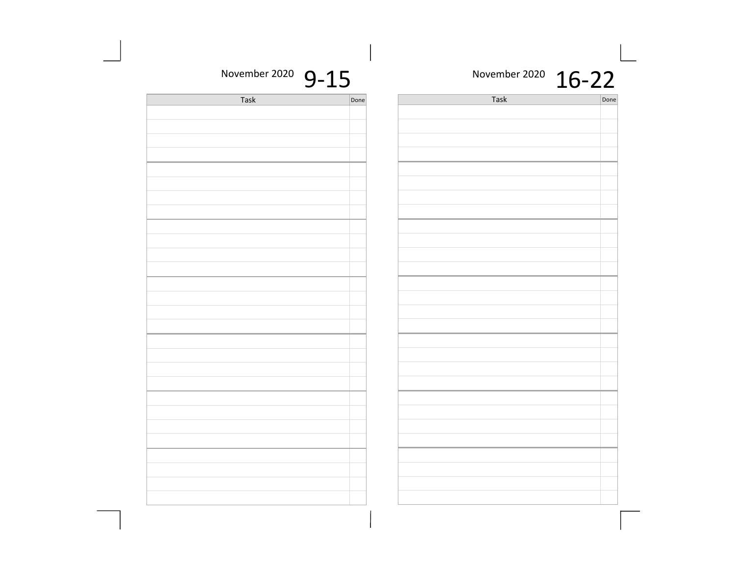November 2020 **9-15**

| Task | Done |
| --- | --- |
| | |
| | |
| | |
| | |
| | |
| | |
| | |
| | |
| | |
| | |
| | |
| | |
| | |
| | |
| | |
| | |
| | |
| | |
| | |
| | |
| | |
| | |
| | |
| | |
| | |
| | |
| | |
| | |

November 2020 **16-22**

| Task | Done |
| --- | --- |
| | |
| | |
| | |
| | |
| | |
| | |
| | |
| | |
| | |
| | |
| | |
| | |
| | |
| | |
| | |
| | |
| | |
| | |
| | |
| | |
| | |
| | |
| | |
| | |
| | |
| | |
| | |
| | |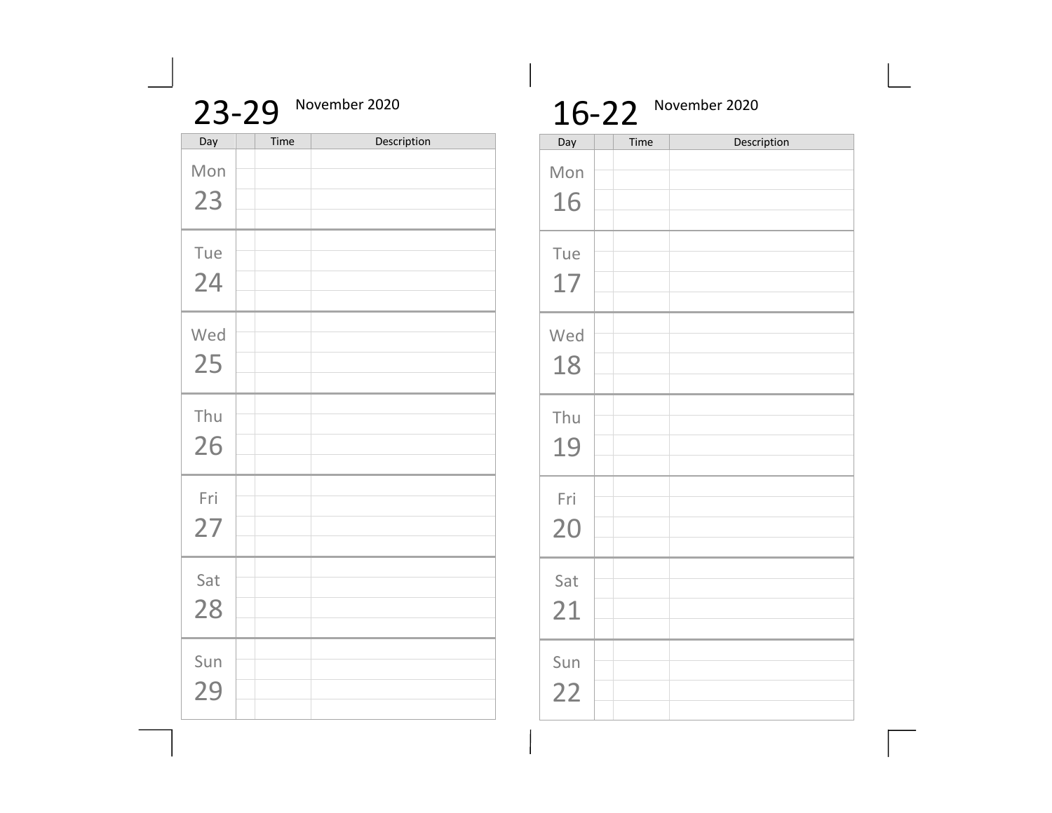# 23-29 November 2020

| Day | | Time | Description |
|---|---|---|---|
| Mon 23 | | | |
| Tue 24 | | | |
| Wed 25 | | | |
| Thu 26 | | | |
| Fri 27 | | | |
| Sat 28 | | | |
| Sun 29 | | | |

# 16-22 November 2020

| Day | | Time | Description |
|---|---|---|---|
| Mon 16 | | | |
| Tue 17 | | | |
| Wed 18 | | | |
| Thu 19 | | | |
| Fri 20 | | | |
| Sat 21 | | | |
| Sun 22 | | | |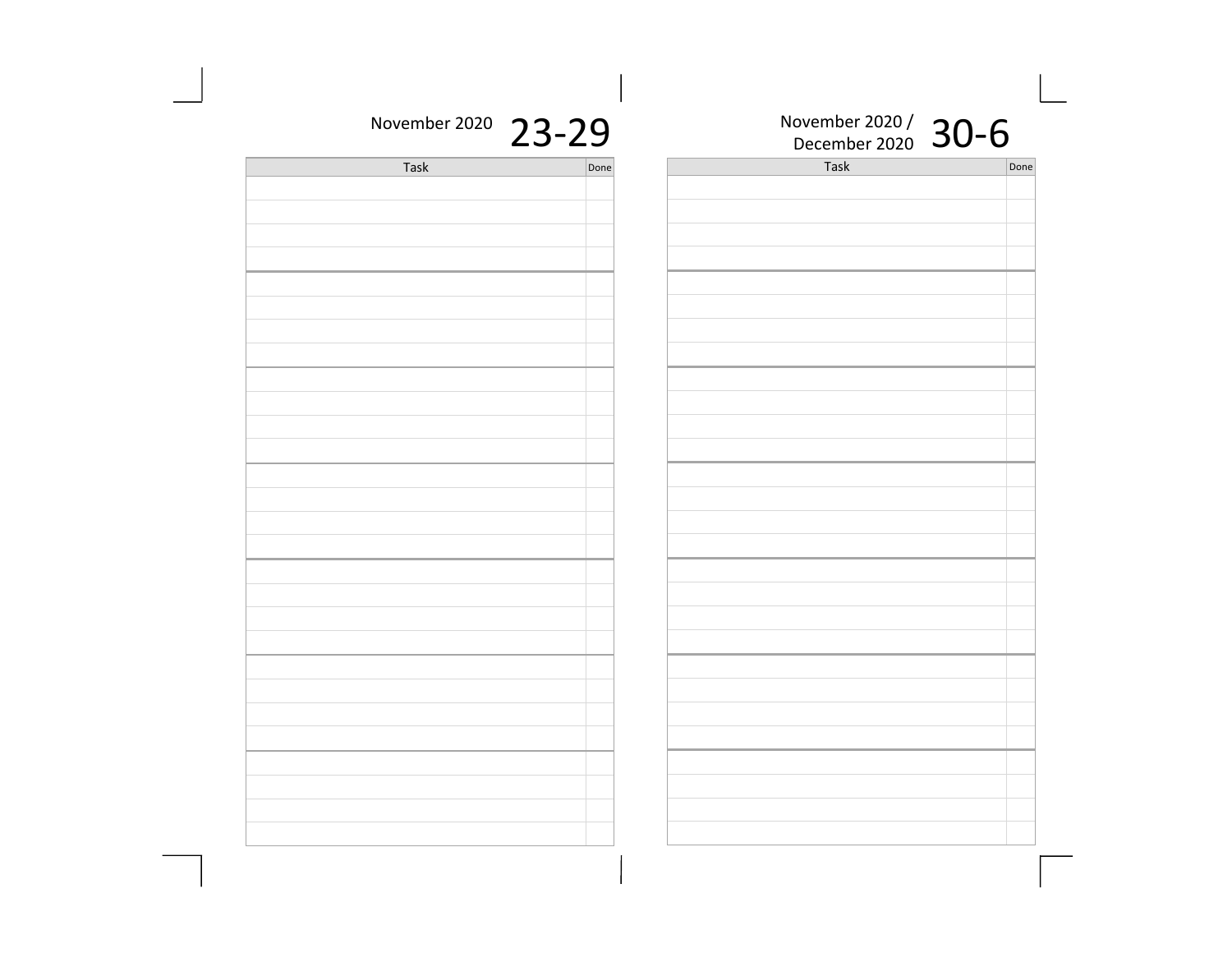November 2020 **23-29**

| Task | Done |
| --- | --- |
| | |
| | |
| | |
| | |
| | |
| | |
| | |
| | |
| | |
| | |
| | |
| | |
| | |
| | |
| | |
| | |
| | |
| | |
| | |
| | |
| | |
| | |
| | |
| | |
| | |
| | |
| | |
| | |

November 2020 / December 2020 **30-6**

| Task | Done |
| --- | --- |
| | |
| | |
| | |
| | |
| | |
| | |
| | |
| | |
| | |
| | |
| | |
| | |
| | |
| | |
| | |
| | |
| | |
| | |
| | |
| | |
| | |
| | |
| | |
| | |
| | |
| | |
| | |
| | |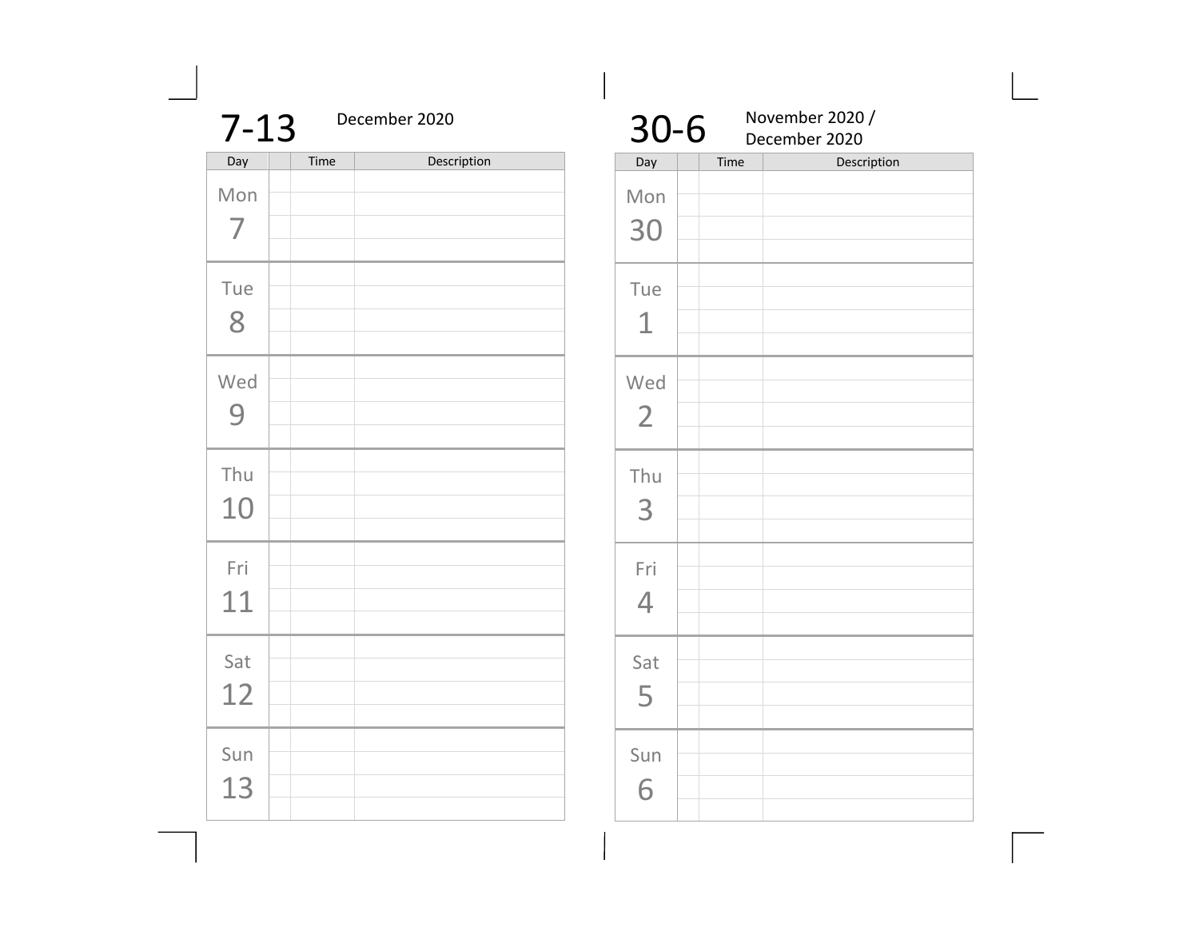## 7-13 December 2020

| Day | | Time | Description |
|---|---|---|---|
| Mon 7 | | | |
| Tue 8 | | | |
| Wed 9 | | | |
| Thu 10 | | | |
| Fri 11 | | | |
| Sat 12 | | | |
| Sun 13 | | | |

## 30-6 November 2020 / December 2020

| Day | | Time | Description |
|---|---|---|---|
| Mon 30 | | | |
| Tue 1 | | | |
| Wed 2 | | | |
| Thu 3 | | | |
| Fri 4 | | | |
| Sat 5 | | | |
| Sun 6 | | | |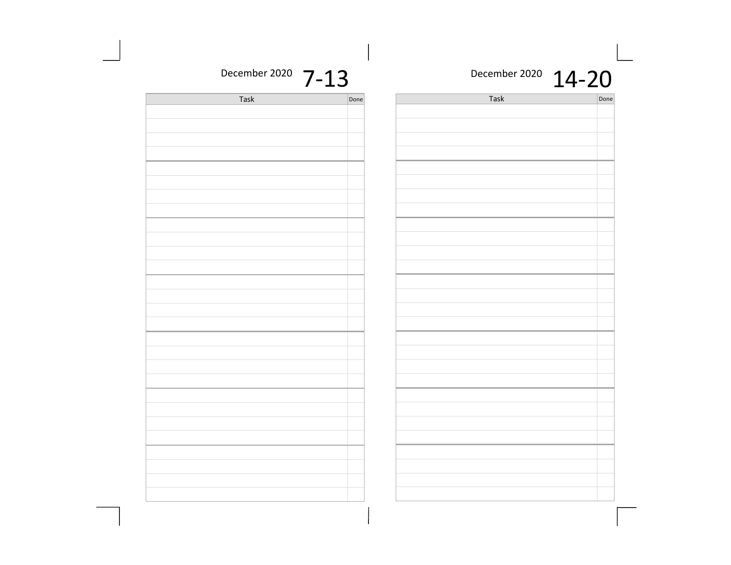December 2020 **7-13**

| Task | Done |
|---|---|
| | |
| | |
| | |
| | |
| | |
| | |
| | |
| | |
| | |
| | |
| | |
| | |
| | |
| | |
| | |
| | |
| | |
| | |
| | |
| | |
| | |
| | |
| | |
| | |
| | |
| | |
| | |
| | |

December 2020 **14-20**

| Task | Done |
|---|---|
| | |
| | |
| | |
| | |
| | |
| | |
| | |
| | |
| | |
| | |
| | |
| | |
| | |
| | |
| | |
| | |
| | |
| | |
| | |
| | |
| | |
| | |
| | |
| | |
| | |
| | |
| | |
| | |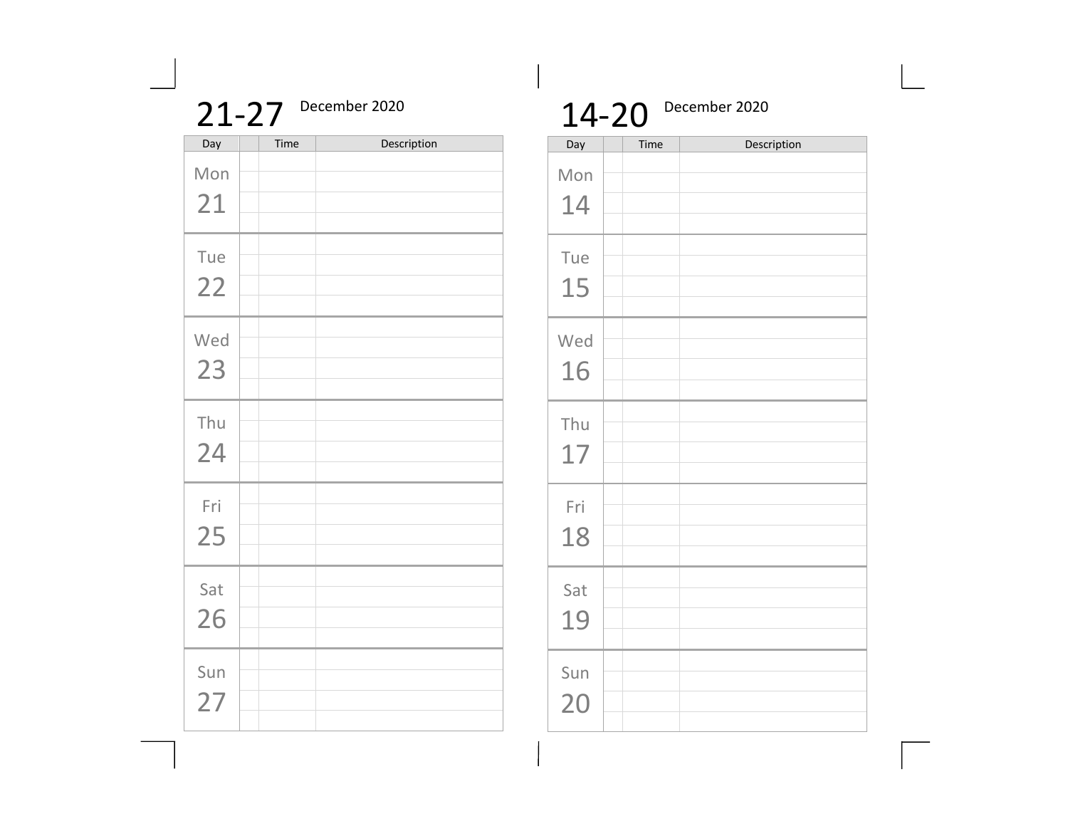# 21-27 December 2020

| Day | | Time | Description |
|---|---|---|---|
| Mon 21 | | | |
| Tue 22 | | | |
| Wed 23 | | | |
| Thu 24 | | | |
| Fri 25 | | | |
| Sat 26 | | | |
| Sun 27 | | | |

# 14-20 December 2020

| Day | | Time | Description |
|---|---|---|---|
| Mon 14 | | | |
| Tue 15 | | | |
| Wed 16 | | | |
| Thu 17 | | | |
| Fri 18 | | | |
| Sat 19 | | | |
| Sun 20 | | | |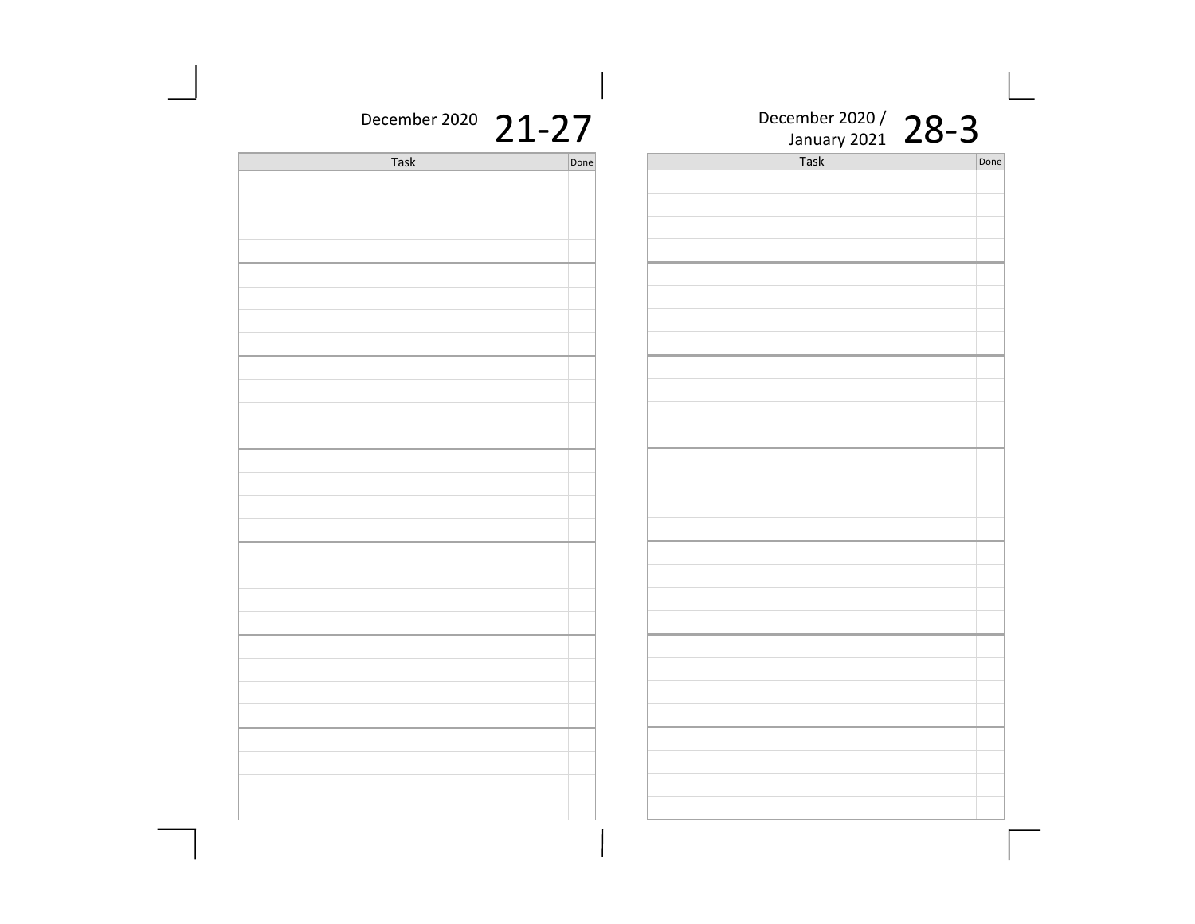December 2020 **21-27**

| Task | Done |
| --- | --- |
| | |
| | |
| | |
| | |
| | |
| | |
| | |
| | |
| | |
| | |
| | |
| | |
| | |
| | |
| | |
| | |
| | |
| | |
| | |
| | |
| | |
| | |
| | |
| | |
| | |
| | |
| | |
| | |

December 2020 / January 2021 **28-3**

| Task | Done |
| --- | --- |
| | |
| | |
| | |
| | |
| | |
| | |
| | |
| | |
| | |
| | |
| | |
| | |
| | |
| | |
| | |
| | |
| | |
| | |
| | |
| | |
| | |
| | |
| | |
| | |
| | |
| | |
| | |
| | |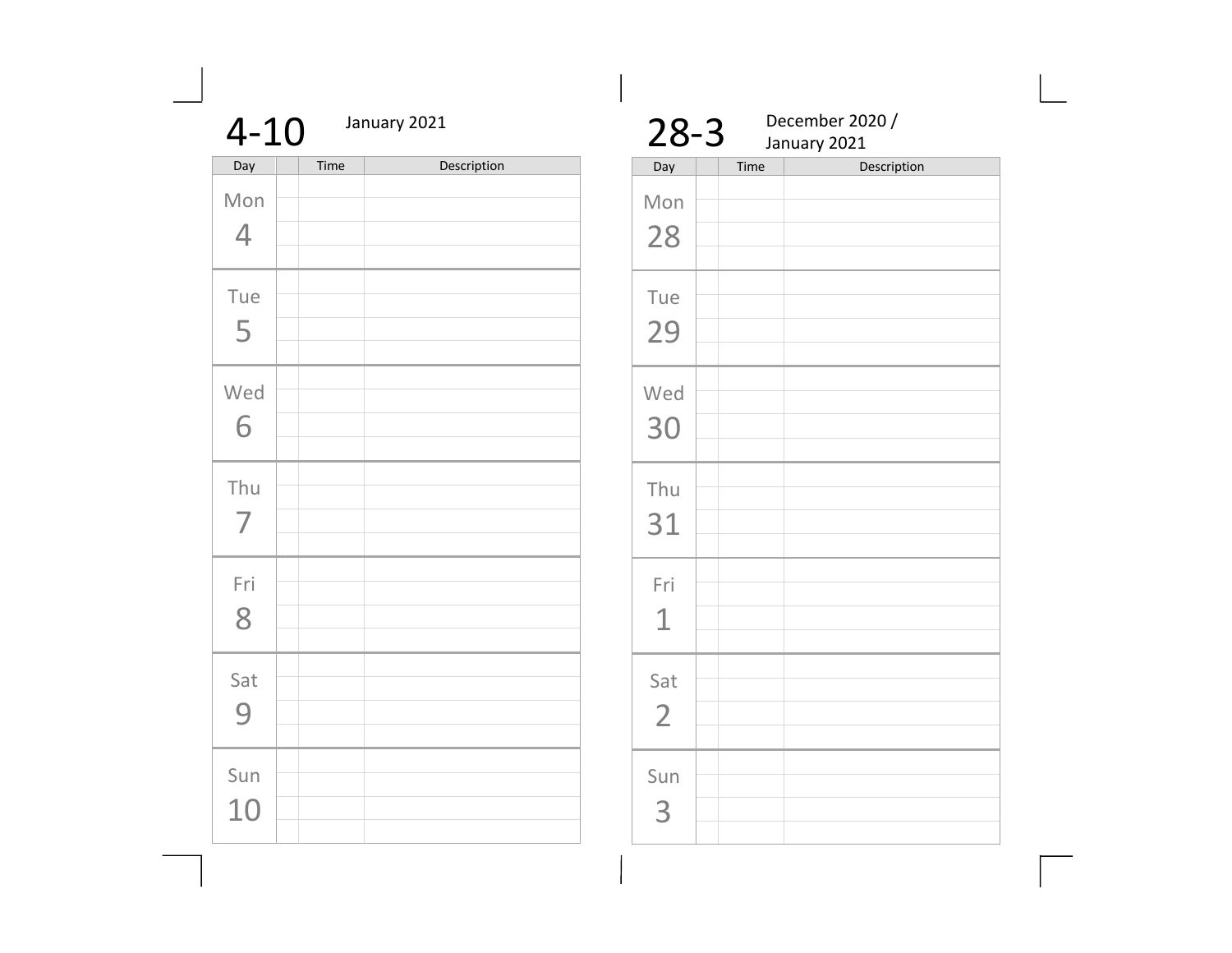## 4-10 January 2021

| Day | | Time | Description |
|---|---|---|---|
| Mon 4 | | | |
| Tue 5 | | | |
| Wed 6 | | | |
| Thu 7 | | | |
| Fri 8 | | | |
| Sat 9 | | | |
| Sun 10 | | | |

## 28-3 December 2020 / January 2021

| Day | | Time | Description |
|---|---|---|---|
| Mon 28 | | | |
| Tue 29 | | | |
| Wed 30 | | | |
| Thu 31 | | | |
| Fri 1 | | | |
| Sat 2 | | | |
| Sun 3 | | | |